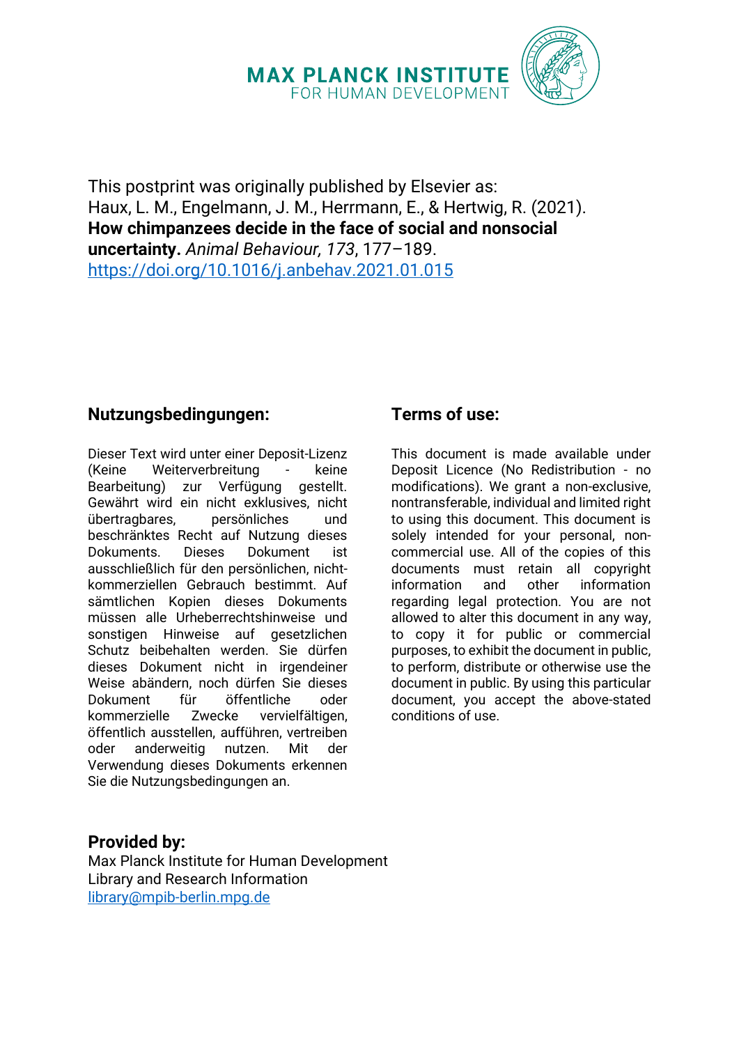MAX PLANCK INSTITUTE
FOR HUMAN DEVELOPMENT

This postprint was originally published by Elsevier as:
Haux, L. M., Engelmann, J. M., Herrmann, E., & Hertwig, R. (2021).
**How chimpanzees decide in the face of social and nonsocial uncertainty.** *Animal Behaviour, 173*, 177–189.
https://doi.org/10.1016/j.anbehav.2021.01.015

## Nutzungsbedingungen:

Dieser Text wird unter einer Deposit-Lizenz (Keine Weiterverbreitung - keine Bearbeitung) zur Verfügung gestellt. Gewährt wird ein nicht exklusives, nicht übertragbares, persönliches und beschränktes Recht auf Nutzung dieses Dokuments. Dieses Dokument ist ausschließlich für den persönlichen, nicht-kommerziellen Gebrauch bestimmt. Auf sämtlichen Kopien dieses Dokuments müssen alle Urheberrechtshinweise und sonstigen Hinweise auf gesetzlichen Schutz beibehalten werden. Sie dürfen dieses Dokument nicht in irgendeiner Weise abändern, noch dürfen Sie dieses Dokument für öffentliche oder kommerzielle Zwecke vervielfältigen, öffentlich ausstellen, aufführen, vertreiben oder anderweitig nutzen. Mit der Verwendung dieses Dokuments erkennen Sie die Nutzungsbedingungen an.

## Terms of use:

This document is made available under Deposit Licence (No Redistribution - no modifications). We grant a non-exclusive, nontransferable, individual and limited right to using this document. This document is solely intended for your personal, non-commercial use. All of the copies of this documents must retain all copyright information and other information regarding legal protection. You are not allowed to alter this document in any way, to copy it for public or commercial purposes, to exhibit the document in public, to perform, distribute or otherwise use the document in public. By using this particular document, you accept the above-stated conditions of use.

## Provided by:

Max Planck Institute for Human Development
Library and Research Information
library@mpib-berlin.mpg.de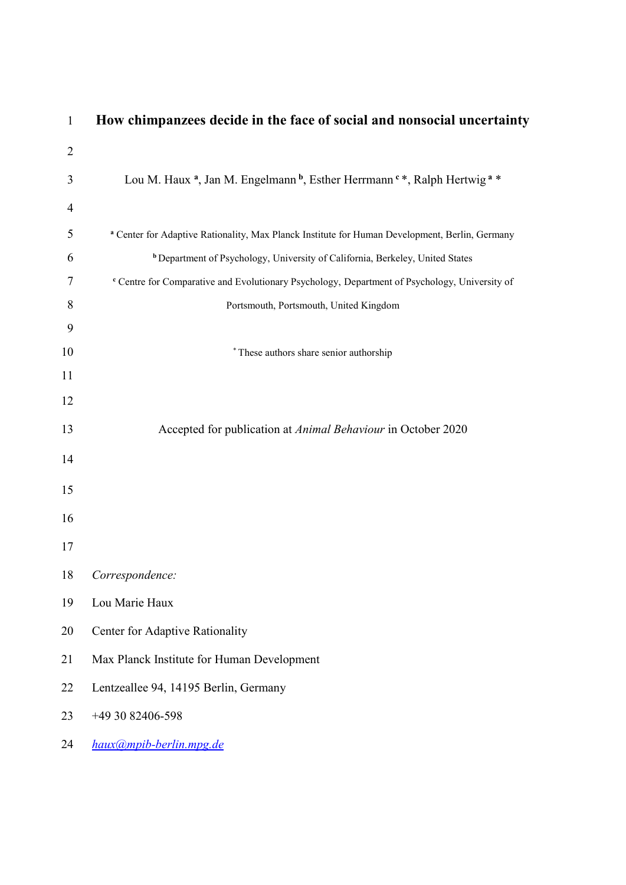# How chimpanzees decide in the face of social and nonsocial uncertainty

Lou M. Haux [a], Jan M. Engelmann [b], Esther Herrmann [c] *, Ralph Hertwig [a] *

[a] Center for Adaptive Rationality, Max Planck Institute for Human Development, Berlin, Germany

[b] Department of Psychology, University of California, Berkeley, United States

[c] Centre for Comparative and Evolutionary Psychology, Department of Psychology, University of Portsmouth, Portsmouth, United Kingdom

* These authors share senior authorship

Accepted for publication at *Animal Behaviour* in October 2020

*Correspondence:*

Lou Marie Haux

Center for Adaptive Rationality

Max Planck Institute for Human Development

Lentzeallee 94, 14195 Berlin, Germany

+49 30 82406-598

haux@mpib-berlin.mpg.de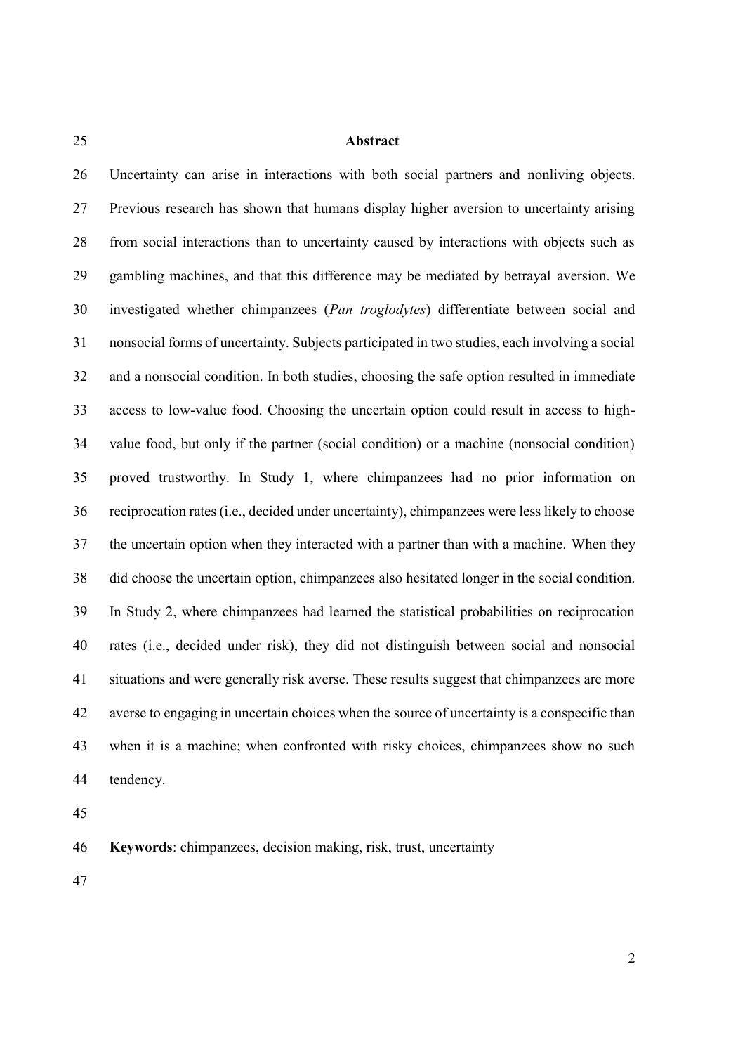## Abstract

Uncertainty can arise in interactions with both social partners and nonliving objects. Previous research has shown that humans display higher aversion to uncertainty arising from social interactions than to uncertainty caused by interactions with objects such as gambling machines, and that this difference may be mediated by betrayal aversion. We investigated whether chimpanzees (*Pan troglodytes*) differentiate between social and nonsocial forms of uncertainty. Subjects participated in two studies, each involving a social and a nonsocial condition. In both studies, choosing the safe option resulted in immediate access to low-value food. Choosing the uncertain option could result in access to high-value food, but only if the partner (social condition) or a machine (nonsocial condition) proved trustworthy. In Study 1, where chimpanzees had no prior information on reciprocation rates (i.e., decided under uncertainty), chimpanzees were less likely to choose the uncertain option when they interacted with a partner than with a machine. When they did choose the uncertain option, chimpanzees also hesitated longer in the social condition. In Study 2, where chimpanzees had learned the statistical probabilities on reciprocation rates (i.e., decided under risk), they did not distinguish between social and nonsocial situations and were generally risk averse. These results suggest that chimpanzees are more averse to engaging in uncertain choices when the source of uncertainty is a conspecific than when it is a machine; when confronted with risky choices, chimpanzees show no such tendency.

**Keywords**: chimpanzees, decision making, risk, trust, uncertainty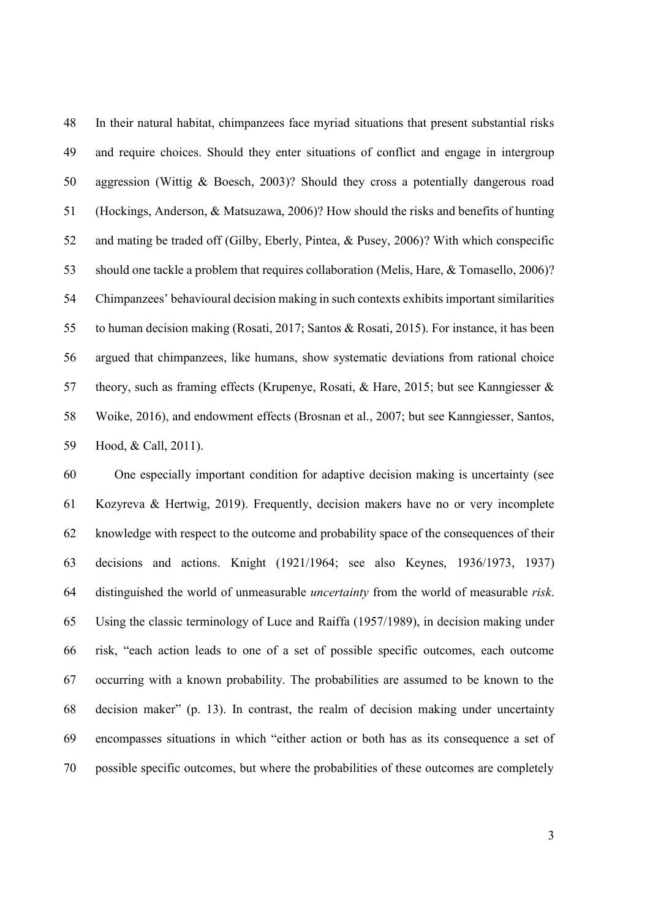In their natural habitat, chimpanzees face myriad situations that present substantial risks and require choices. Should they enter situations of conflict and engage in intergroup aggression (Wittig & Boesch, 2003)? Should they cross a potentially dangerous road (Hockings, Anderson, & Matsuzawa, 2006)? How should the risks and benefits of hunting and mating be traded off (Gilby, Eberly, Pintea, & Pusey, 2006)? With which conspecific should one tackle a problem that requires collaboration (Melis, Hare, & Tomasello, 2006)? Chimpanzees' behavioural decision making in such contexts exhibits important similarities to human decision making (Rosati, 2017; Santos & Rosati, 2015). For instance, it has been argued that chimpanzees, like humans, show systematic deviations from rational choice theory, such as framing effects (Krupenye, Rosati, & Hare, 2015; but see Kanngiesser & Woike, 2016), and endowment effects (Brosnan et al., 2007; but see Kanngiesser, Santos, Hood, & Call, 2011).

One especially important condition for adaptive decision making is uncertainty (see Kozyreva & Hertwig, 2019). Frequently, decision makers have no or very incomplete knowledge with respect to the outcome and probability space of the consequences of their decisions and actions. Knight (1921/1964; see also Keynes, 1936/1973, 1937) distinguished the world of unmeasurable *uncertainty* from the world of measurable *risk*. Using the classic terminology of Luce and Raiffa (1957/1989), in decision making under risk, "each action leads to one of a set of possible specific outcomes, each outcome occurring with a known probability. The probabilities are assumed to be known to the decision maker" (p. 13). In contrast, the realm of decision making under uncertainty encompasses situations in which "either action or both has as its consequence a set of possible specific outcomes, but where the probabilities of these outcomes are completely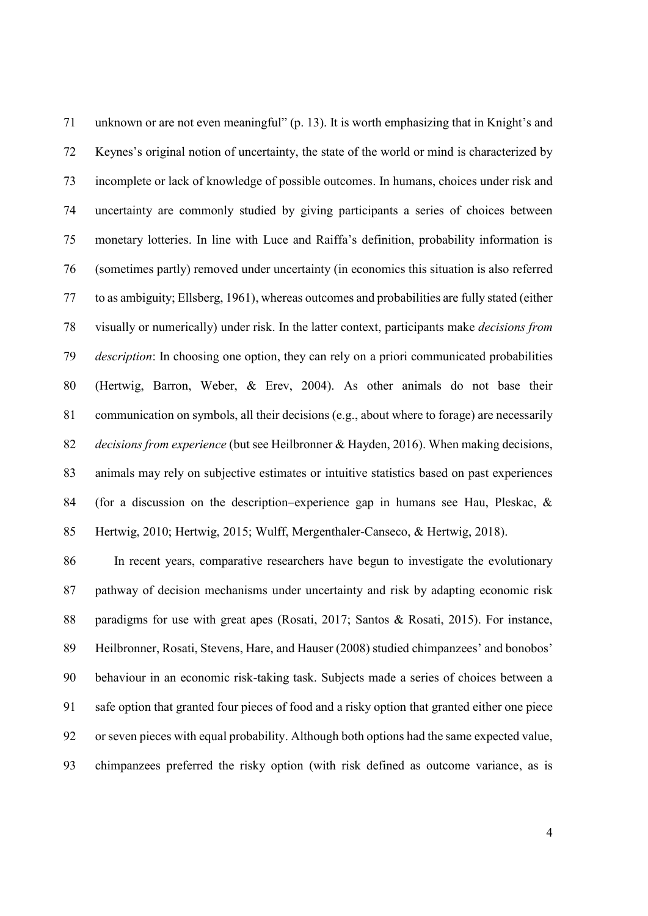unknown or are not even meaningful" (p. 13). It is worth emphasizing that in Knight's and Keynes's original notion of uncertainty, the state of the world or mind is characterized by incomplete or lack of knowledge of possible outcomes. In humans, choices under risk and uncertainty are commonly studied by giving participants a series of choices between monetary lotteries. In line with Luce and Raiffa's definition, probability information is (sometimes partly) removed under uncertainty (in economics this situation is also referred to as ambiguity; Ellsberg, 1961), whereas outcomes and probabilities are fully stated (either visually or numerically) under risk. In the latter context, participants make *decisions from description*: In choosing one option, they can rely on a priori communicated probabilities (Hertwig, Barron, Weber, & Erev, 2004). As other animals do not base their communication on symbols, all their decisions (e.g., about where to forage) are necessarily *decisions from experience* (but see Heilbronner & Hayden, 2016). When making decisions, animals may rely on subjective estimates or intuitive statistics based on past experiences (for a discussion on the description–experience gap in humans see Hau, Pleskac, & Hertwig, 2010; Hertwig, 2015; Wulff, Mergenthaler-Canseco, & Hertwig, 2018).

In recent years, comparative researchers have begun to investigate the evolutionary pathway of decision mechanisms under uncertainty and risk by adapting economic risk paradigms for use with great apes (Rosati, 2017; Santos & Rosati, 2015). For instance, Heilbronner, Rosati, Stevens, Hare, and Hauser (2008) studied chimpanzees' and bonobos' behaviour in an economic risk-taking task. Subjects made a series of choices between a safe option that granted four pieces of food and a risky option that granted either one piece or seven pieces with equal probability. Although both options had the same expected value, chimpanzees preferred the risky option (with risk defined as outcome variance, as is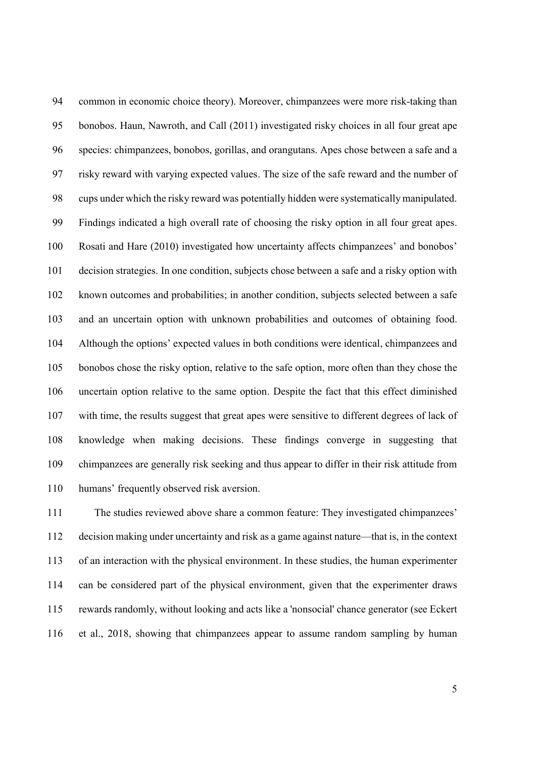common in economic choice theory). Moreover, chimpanzees were more risk-taking than bonobos. Haun, Nawroth, and Call (2011) investigated risky choices in all four great ape species: chimpanzees, bonobos, gorillas, and orangutans. Apes chose between a safe and a risky reward with varying expected values. The size of the safe reward and the number of cups under which the risky reward was potentially hidden were systematically manipulated. Findings indicated a high overall rate of choosing the risky option in all four great apes. Rosati and Hare (2010) investigated how uncertainty affects chimpanzees' and bonobos' decision strategies. In one condition, subjects chose between a safe and a risky option with known outcomes and probabilities; in another condition, subjects selected between a safe and an uncertain option with unknown probabilities and outcomes of obtaining food. Although the options' expected values in both conditions were identical, chimpanzees and bonobos chose the risky option, relative to the safe option, more often than they chose the uncertain option relative to the same option. Despite the fact that this effect diminished with time, the results suggest that great apes were sensitive to different degrees of lack of knowledge when making decisions. These findings converge in suggesting that chimpanzees are generally risk seeking and thus appear to differ in their risk attitude from humans' frequently observed risk aversion.

The studies reviewed above share a common feature: They investigated chimpanzees' decision making under uncertainty and risk as a game against nature—that is, in the context of an interaction with the physical environment. In these studies, the human experimenter can be considered part of the physical environment, given that the experimenter draws rewards randomly, without looking and acts like a 'nonsocial' chance generator (see Eckert et al., 2018, showing that chimpanzees appear to assume random sampling by human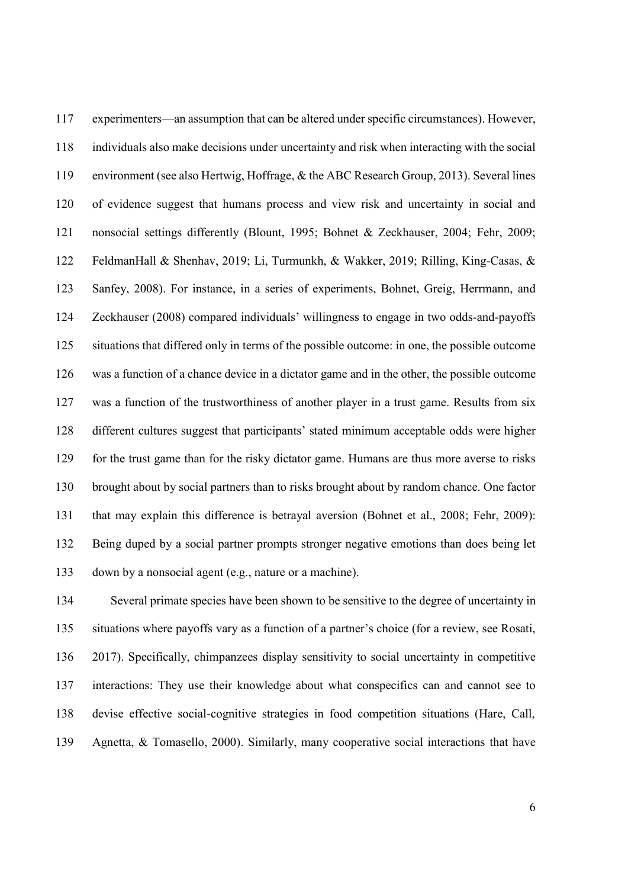experimenters—an assumption that can be altered under specific circumstances). However, individuals also make decisions under uncertainty and risk when interacting with the social environment (see also Hertwig, Hoffrage, & the ABC Research Group, 2013). Several lines of evidence suggest that humans process and view risk and uncertainty in social and nonsocial settings differently (Blount, 1995; Bohnet & Zeckhauser, 2004; Fehr, 2009; FeldmanHall & Shenhav, 2019; Li, Turmunkh, & Wakker, 2019; Rilling, King-Casas, & Sanfey, 2008). For instance, in a series of experiments, Bohnet, Greig, Herrmann, and Zeckhauser (2008) compared individuals' willingness to engage in two odds-and-payoffs situations that differed only in terms of the possible outcome: in one, the possible outcome was a function of a chance device in a dictator game and in the other, the possible outcome was a function of the trustworthiness of another player in a trust game. Results from six different cultures suggest that participants' stated minimum acceptable odds were higher for the trust game than for the risky dictator game. Humans are thus more averse to risks brought about by social partners than to risks brought about by random chance. One factor that may explain this difference is betrayal aversion (Bohnet et al., 2008; Fehr, 2009): Being duped by a social partner prompts stronger negative emotions than does being let down by a nonsocial agent (e.g., nature or a machine).

Several primate species have been shown to be sensitive to the degree of uncertainty in situations where payoffs vary as a function of a partner's choice (for a review, see Rosati, 2017). Specifically, chimpanzees display sensitivity to social uncertainty in competitive interactions: They use their knowledge about what conspecifics can and cannot see to devise effective social-cognitive strategies in food competition situations (Hare, Call, Agnetta, & Tomasello, 2000). Similarly, many cooperative social interactions that have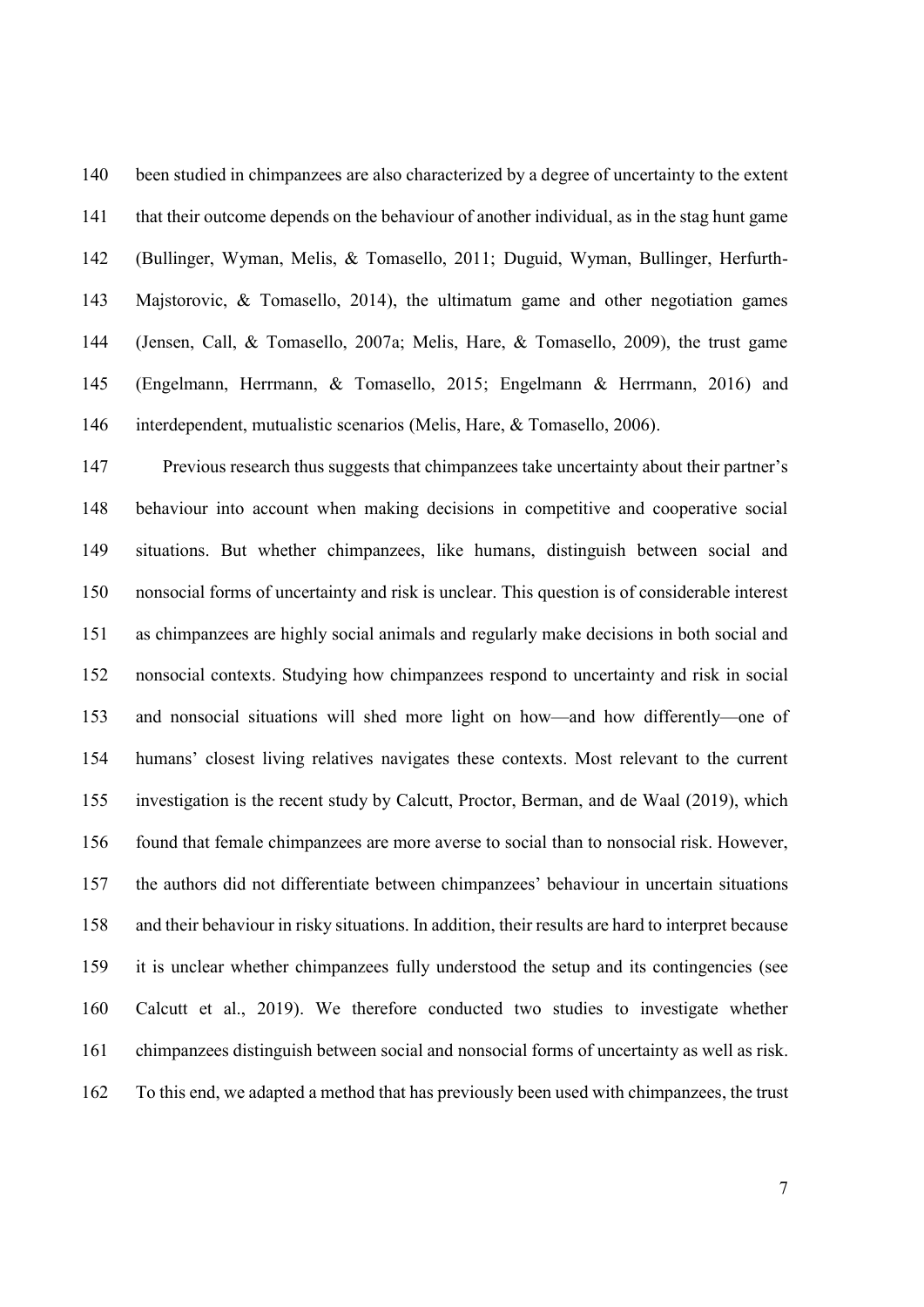been studied in chimpanzees are also characterized by a degree of uncertainty to the extent that their outcome depends on the behaviour of another individual, as in the stag hunt game (Bullinger, Wyman, Melis, & Tomasello, 2011; Duguid, Wyman, Bullinger, Herfurth-Majstorovic, & Tomasello, 2014), the ultimatum game and other negotiation games (Jensen, Call, & Tomasello, 2007a; Melis, Hare, & Tomasello, 2009), the trust game (Engelmann, Herrmann, & Tomasello, 2015; Engelmann & Herrmann, 2016) and interdependent, mutualistic scenarios (Melis, Hare, & Tomasello, 2006).

Previous research thus suggests that chimpanzees take uncertainty about their partner's behaviour into account when making decisions in competitive and cooperative social situations. But whether chimpanzees, like humans, distinguish between social and nonsocial forms of uncertainty and risk is unclear. This question is of considerable interest as chimpanzees are highly social animals and regularly make decisions in both social and nonsocial contexts. Studying how chimpanzees respond to uncertainty and risk in social and nonsocial situations will shed more light on how—and how differently—one of humans' closest living relatives navigates these contexts. Most relevant to the current investigation is the recent study by Calcutt, Proctor, Berman, and de Waal (2019), which found that female chimpanzees are more averse to social than to nonsocial risk. However, the authors did not differentiate between chimpanzees' behaviour in uncertain situations and their behaviour in risky situations. In addition, their results are hard to interpret because it is unclear whether chimpanzees fully understood the setup and its contingencies (see Calcutt et al., 2019). We therefore conducted two studies to investigate whether chimpanzees distinguish between social and nonsocial forms of uncertainty as well as risk. To this end, we adapted a method that has previously been used with chimpanzees, the trust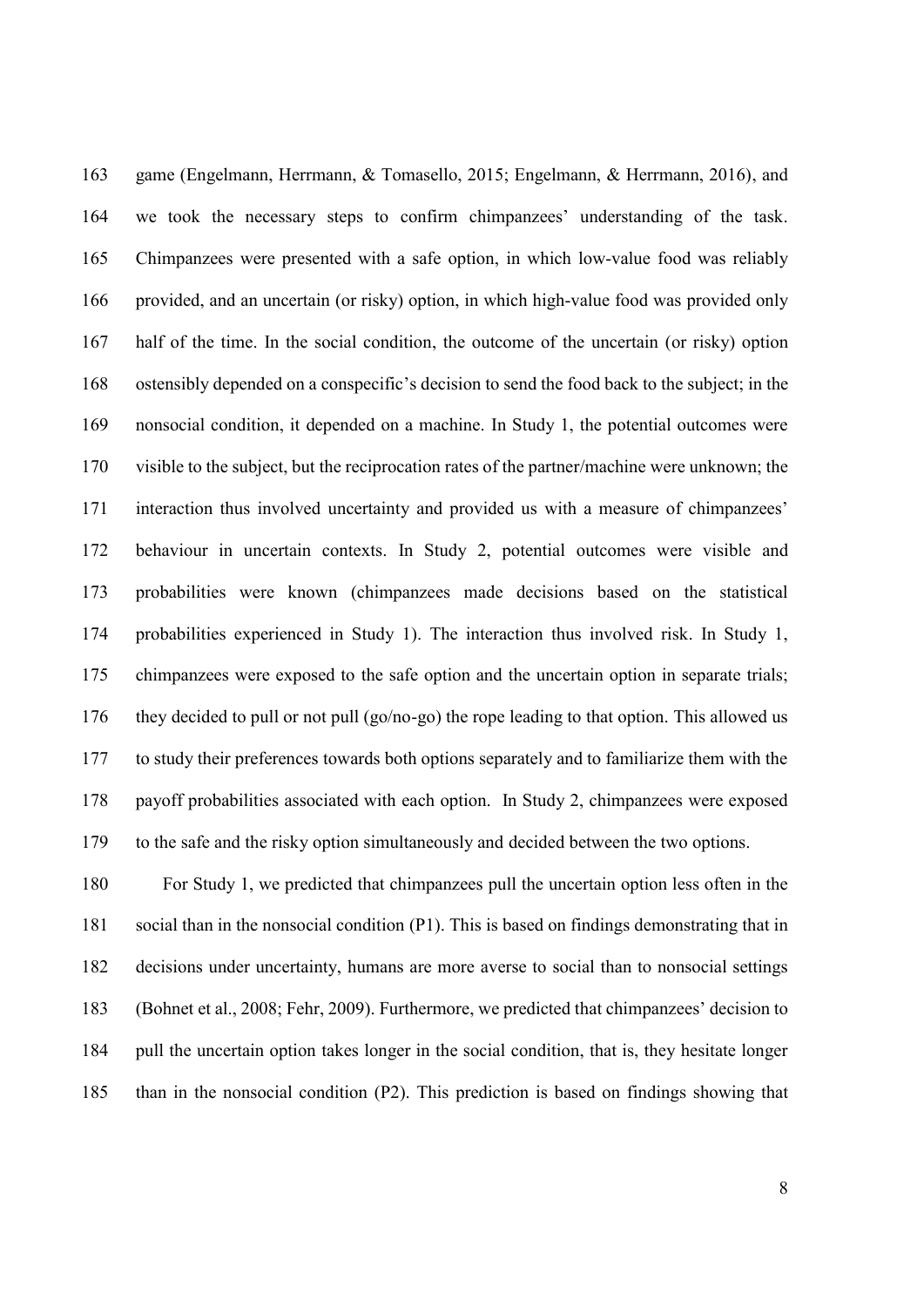game (Engelmann, Herrmann, & Tomasello, 2015; Engelmann, & Herrmann, 2016), and we took the necessary steps to confirm chimpanzees' understanding of the task. Chimpanzees were presented with a safe option, in which low-value food was reliably provided, and an uncertain (or risky) option, in which high-value food was provided only half of the time. In the social condition, the outcome of the uncertain (or risky) option ostensibly depended on a conspecific's decision to send the food back to the subject; in the nonsocial condition, it depended on a machine. In Study 1, the potential outcomes were visible to the subject, but the reciprocation rates of the partner/machine were unknown; the interaction thus involved uncertainty and provided us with a measure of chimpanzees' behaviour in uncertain contexts. In Study 2, potential outcomes were visible and probabilities were known (chimpanzees made decisions based on the statistical probabilities experienced in Study 1). The interaction thus involved risk. In Study 1, chimpanzees were exposed to the safe option and the uncertain option in separate trials; they decided to pull or not pull (go/no-go) the rope leading to that option. This allowed us to study their preferences towards both options separately and to familiarize them with the payoff probabilities associated with each option. In Study 2, chimpanzees were exposed to the safe and the risky option simultaneously and decided between the two options.

For Study 1, we predicted that chimpanzees pull the uncertain option less often in the social than in the nonsocial condition (P1). This is based on findings demonstrating that in decisions under uncertainty, humans are more averse to social than to nonsocial settings (Bohnet et al., 2008; Fehr, 2009). Furthermore, we predicted that chimpanzees' decision to pull the uncertain option takes longer in the social condition, that is, they hesitate longer than in the nonsocial condition (P2). This prediction is based on findings showing that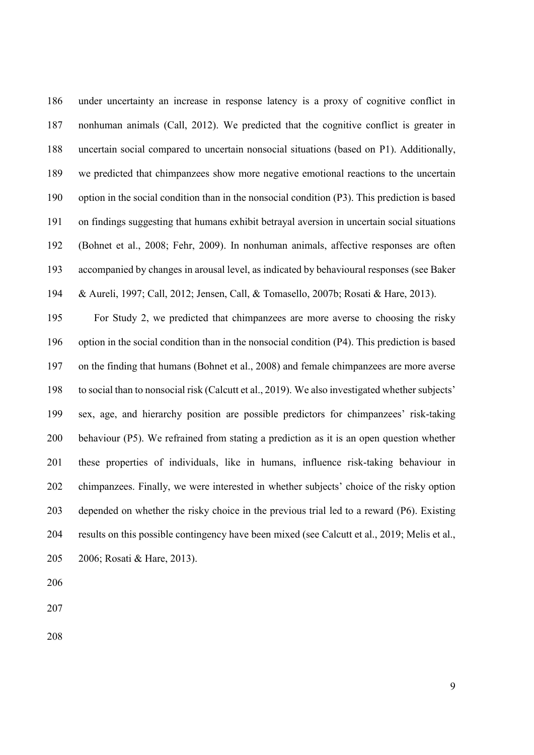under uncertainty an increase in response latency is a proxy of cognitive conflict in nonhuman animals (Call, 2012). We predicted that the cognitive conflict is greater in uncertain social compared to uncertain nonsocial situations (based on P1). Additionally, we predicted that chimpanzees show more negative emotional reactions to the uncertain option in the social condition than in the nonsocial condition (P3). This prediction is based on findings suggesting that humans exhibit betrayal aversion in uncertain social situations (Bohnet et al., 2008; Fehr, 2009). In nonhuman animals, affective responses are often accompanied by changes in arousal level, as indicated by behavioural responses (see Baker & Aureli, 1997; Call, 2012; Jensen, Call, & Tomasello, 2007b; Rosati & Hare, 2013).

For Study 2, we predicted that chimpanzees are more averse to choosing the risky option in the social condition than in the nonsocial condition (P4). This prediction is based on the finding that humans (Bohnet et al., 2008) and female chimpanzees are more averse to social than to nonsocial risk (Calcutt et al., 2019). We also investigated whether subjects' sex, age, and hierarchy position are possible predictors for chimpanzees' risk-taking behaviour (P5). We refrained from stating a prediction as it is an open question whether these properties of individuals, like in humans, influence risk-taking behaviour in chimpanzees. Finally, we were interested in whether subjects' choice of the risky option depended on whether the risky choice in the previous trial led to a reward (P6). Existing results on this possible contingency have been mixed (see Calcutt et al., 2019; Melis et al., 2006; Rosati & Hare, 2013).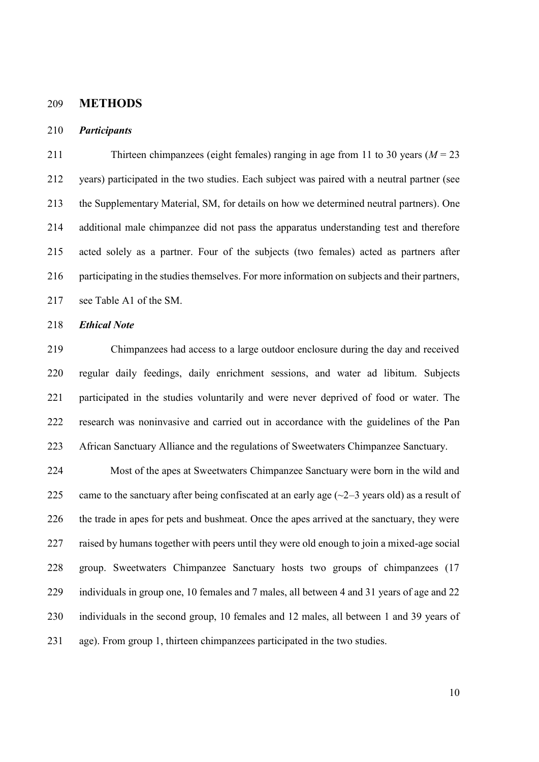# METHODS

### *Participants*

Thirteen chimpanzees (eight females) ranging in age from 11 to 30 years ($M = 23$ years) participated in the two studies. Each subject was paired with a neutral partner (see the Supplementary Material, SM, for details on how we determined neutral partners). One additional male chimpanzee did not pass the apparatus understanding test and therefore acted solely as a partner. Four of the subjects (two females) acted as partners after participating in the studies themselves. For more information on subjects and their partners, see Table A1 of the SM.

### *Ethical Note*

Chimpanzees had access to a large outdoor enclosure during the day and received regular daily feedings, daily enrichment sessions, and water ad libitum. Subjects participated in the studies voluntarily and were never deprived of food or water. The research was noninvasive and carried out in accordance with the guidelines of the Pan African Sanctuary Alliance and the regulations of Sweetwaters Chimpanzee Sanctuary.

Most of the apes at Sweetwaters Chimpanzee Sanctuary were born in the wild and came to the sanctuary after being confiscated at an early age (~2–3 years old) as a result of the trade in apes for pets and bushmeat. Once the apes arrived at the sanctuary, they were raised by humans together with peers until they were old enough to join a mixed-age social group. Sweetwaters Chimpanzee Sanctuary hosts two groups of chimpanzees (17 individuals in group one, 10 females and 7 males, all between 4 and 31 years of age and 22 individuals in the second group, 10 females and 12 males, all between 1 and 39 years of age). From group 1, thirteen chimpanzees participated in the two studies.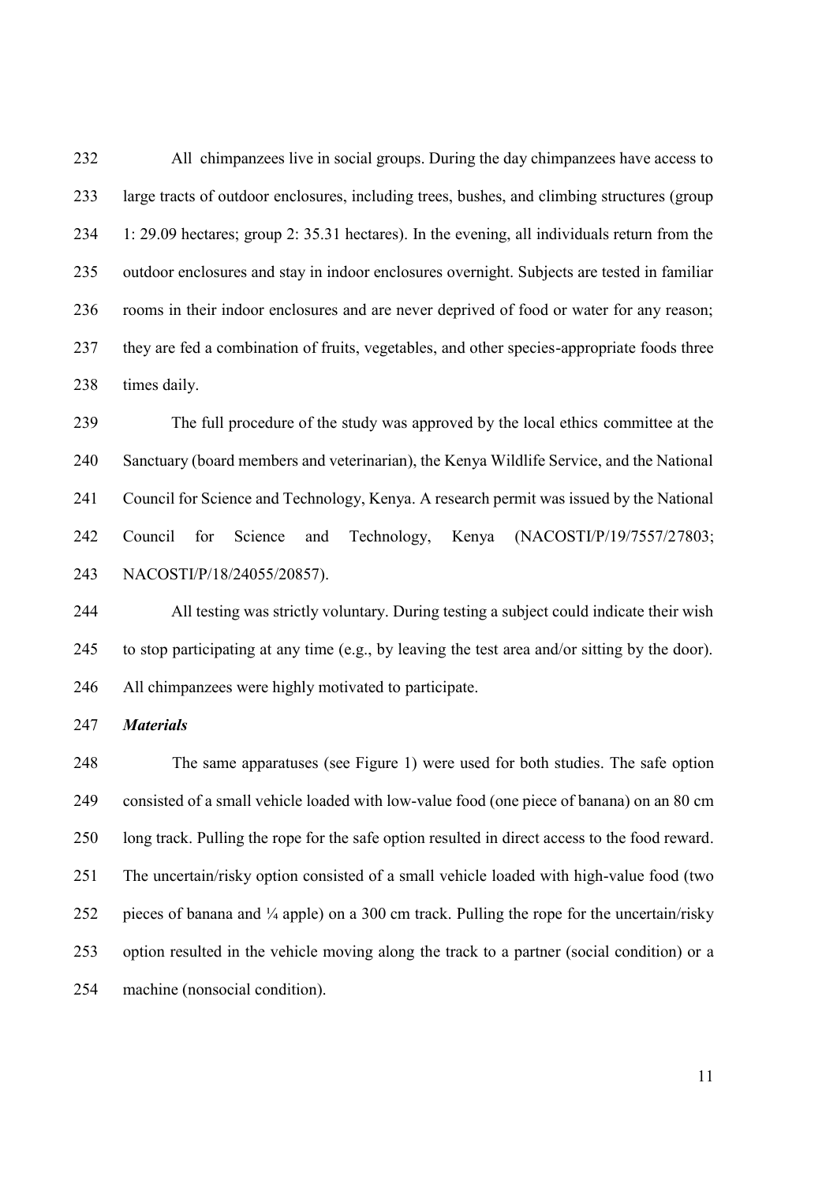All chimpanzees live in social groups. During the day chimpanzees have access to large tracts of outdoor enclosures, including trees, bushes, and climbing structures (group 1: 29.09 hectares; group 2: 35.31 hectares). In the evening, all individuals return from the outdoor enclosures and stay in indoor enclosures overnight. Subjects are tested in familiar rooms in their indoor enclosures and are never deprived of food or water for any reason; they are fed a combination of fruits, vegetables, and other species-appropriate foods three times daily.

The full procedure of the study was approved by the local ethics committee at the Sanctuary (board members and veterinarian), the Kenya Wildlife Service, and the National Council for Science and Technology, Kenya. A research permit was issued by the National Council for Science and Technology, Kenya (NACOSTI/P/19/7557/27803; NACOSTI/P/18/24055/20857).

All testing was strictly voluntary. During testing a subject could indicate their wish to stop participating at any time (e.g., by leaving the test area and/or sitting by the door). All chimpanzees were highly motivated to participate.

***Materials***

The same apparatuses (see Figure 1) were used for both studies. The safe option consisted of a small vehicle loaded with low-value food (one piece of banana) on an 80 cm long track. Pulling the rope for the safe option resulted in direct access to the food reward. The uncertain/risky option consisted of a small vehicle loaded with high-value food (two pieces of banana and ¼ apple) on a 300 cm track. Pulling the rope for the uncertain/risky option resulted in the vehicle moving along the track to a partner (social condition) or a machine (nonsocial condition).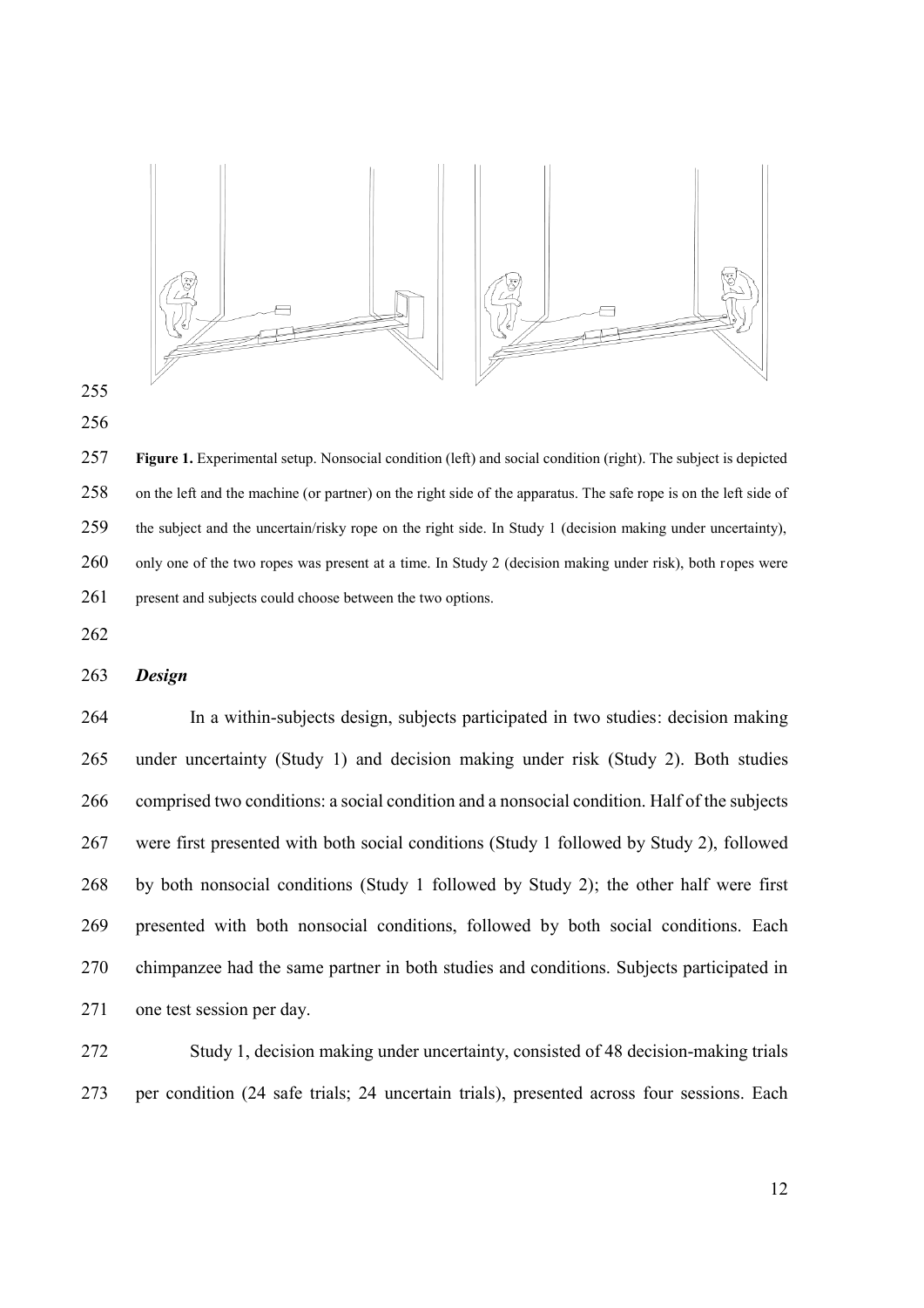**Figure 1.** Experimental setup. Nonsocial condition (left) and social condition (right). The subject is depicted on the left and the machine (or partner) on the right side of the apparatus. The safe rope is on the left side of the subject and the uncertain/risky rope on the right side. In Study 1 (decision making under uncertainty), only one of the two ropes was present at a time. In Study 2 (decision making under risk), both ropes were present and subjects could choose between the two options.

### *Design*

In a within-subjects design, subjects participated in two studies: decision making under uncertainty (Study 1) and decision making under risk (Study 2). Both studies comprised two conditions: a social condition and a nonsocial condition. Half of the subjects were first presented with both social conditions (Study 1 followed by Study 2), followed by both nonsocial conditions (Study 1 followed by Study 2); the other half were first presented with both nonsocial conditions, followed by both social conditions. Each chimpanzee had the same partner in both studies and conditions. Subjects participated in one test session per day.

Study 1, decision making under uncertainty, consisted of 48 decision-making trials per condition (24 safe trials; 24 uncertain trials), presented across four sessions. Each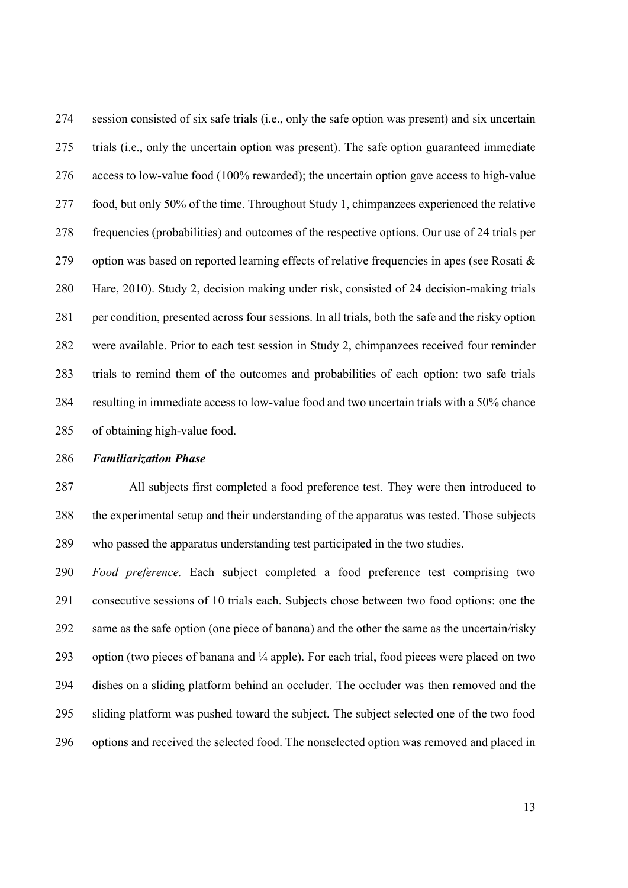session consisted of six safe trials (i.e., only the safe option was present) and six uncertain trials (i.e., only the uncertain option was present). The safe option guaranteed immediate access to low-value food (100% rewarded); the uncertain option gave access to high-value food, but only 50% of the time. Throughout Study 1, chimpanzees experienced the relative frequencies (probabilities) and outcomes of the respective options. Our use of 24 trials per option was based on reported learning effects of relative frequencies in apes (see Rosati & Hare, 2010). Study 2, decision making under risk, consisted of 24 decision-making trials per condition, presented across four sessions. In all trials, both the safe and the risky option were available. Prior to each test session in Study 2, chimpanzees received four reminder trials to remind them of the outcomes and probabilities of each option: two safe trials resulting in immediate access to low-value food and two uncertain trials with a 50% chance of obtaining high-value food.

### *Familiarization Phase*

All subjects first completed a food preference test. They were then introduced to the experimental setup and their understanding of the apparatus was tested. Those subjects who passed the apparatus understanding test participated in the two studies.

*Food preference.* Each subject completed a food preference test comprising two consecutive sessions of 10 trials each. Subjects chose between two food options: one the same as the safe option (one piece of banana) and the other the same as the uncertain/risky option (two pieces of banana and ¼ apple). For each trial, food pieces were placed on two dishes on a sliding platform behind an occluder. The occluder was then removed and the sliding platform was pushed toward the subject. The subject selected one of the two food options and received the selected food. The nonselected option was removed and placed in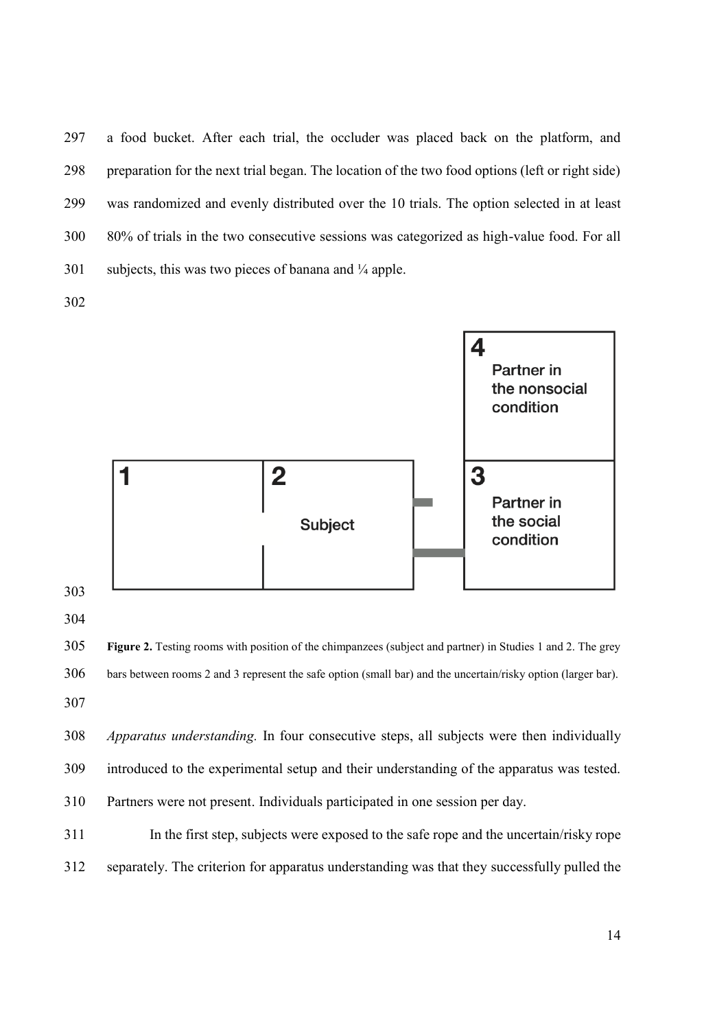a food bucket. After each trial, the occluder was placed back on the platform, and preparation for the next trial began. The location of the two food options (left or right side) was randomized and evenly distributed over the 10 trials. The option selected in at least 80% of trials in the two consecutive sessions was categorized as high-value food. For all subjects, this was two pieces of banana and ¼ apple.

**Figure 2.** Testing rooms with position of the chimpanzees (subject and partner) in Studies 1 and 2. The grey bars between rooms 2 and 3 represent the safe option (small bar) and the uncertain/risky option (larger bar).

*Apparatus understanding.* In four consecutive steps, all subjects were then individually introduced to the experimental setup and their understanding of the apparatus was tested. Partners were not present. Individuals participated in one session per day.

In the first step, subjects were exposed to the safe rope and the uncertain/risky rope separately. The criterion for apparatus understanding was that they successfully pulled the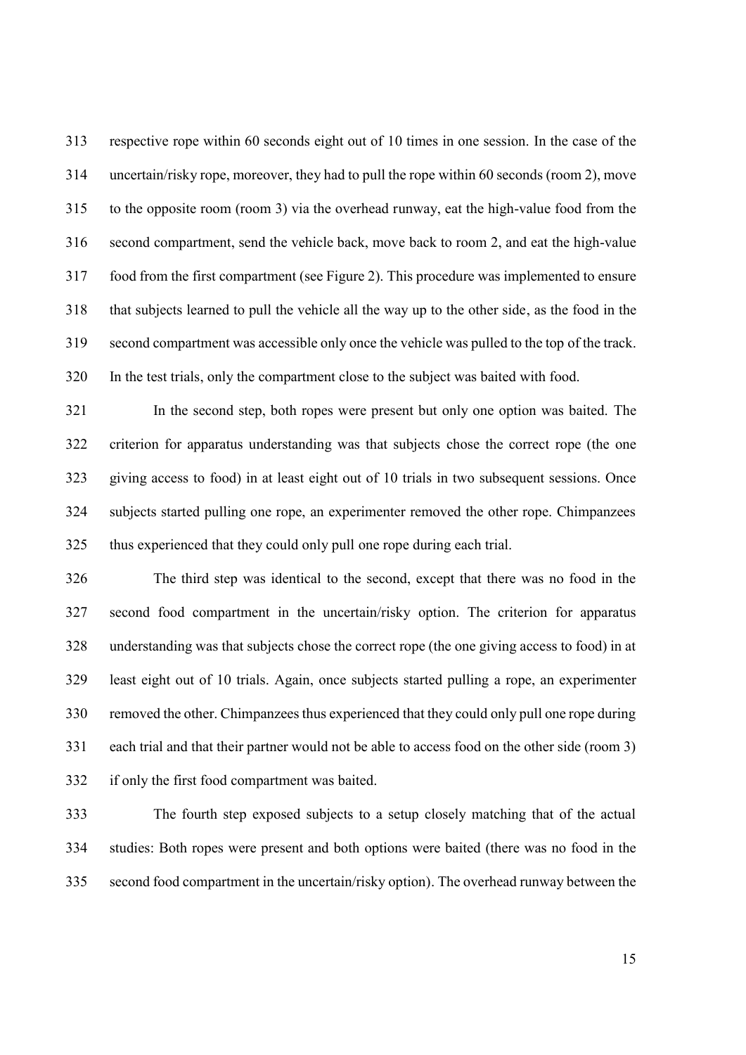respective rope within 60 seconds eight out of 10 times in one session. In the case of the uncertain/risky rope, moreover, they had to pull the rope within 60 seconds (room 2), move to the opposite room (room 3) via the overhead runway, eat the high-value food from the second compartment, send the vehicle back, move back to room 2, and eat the high-value food from the first compartment (see Figure 2). This procedure was implemented to ensure that subjects learned to pull the vehicle all the way up to the other side, as the food in the second compartment was accessible only once the vehicle was pulled to the top of the track. In the test trials, only the compartment close to the subject was baited with food.

In the second step, both ropes were present but only one option was baited. The criterion for apparatus understanding was that subjects chose the correct rope (the one giving access to food) in at least eight out of 10 trials in two subsequent sessions. Once subjects started pulling one rope, an experimenter removed the other rope. Chimpanzees thus experienced that they could only pull one rope during each trial.

The third step was identical to the second, except that there was no food in the second food compartment in the uncertain/risky option. The criterion for apparatus understanding was that subjects chose the correct rope (the one giving access to food) in at least eight out of 10 trials. Again, once subjects started pulling a rope, an experimenter removed the other. Chimpanzees thus experienced that they could only pull one rope during each trial and that their partner would not be able to access food on the other side (room 3) if only the first food compartment was baited.

The fourth step exposed subjects to a setup closely matching that of the actual studies: Both ropes were present and both options were baited (there was no food in the second food compartment in the uncertain/risky option). The overhead runway between the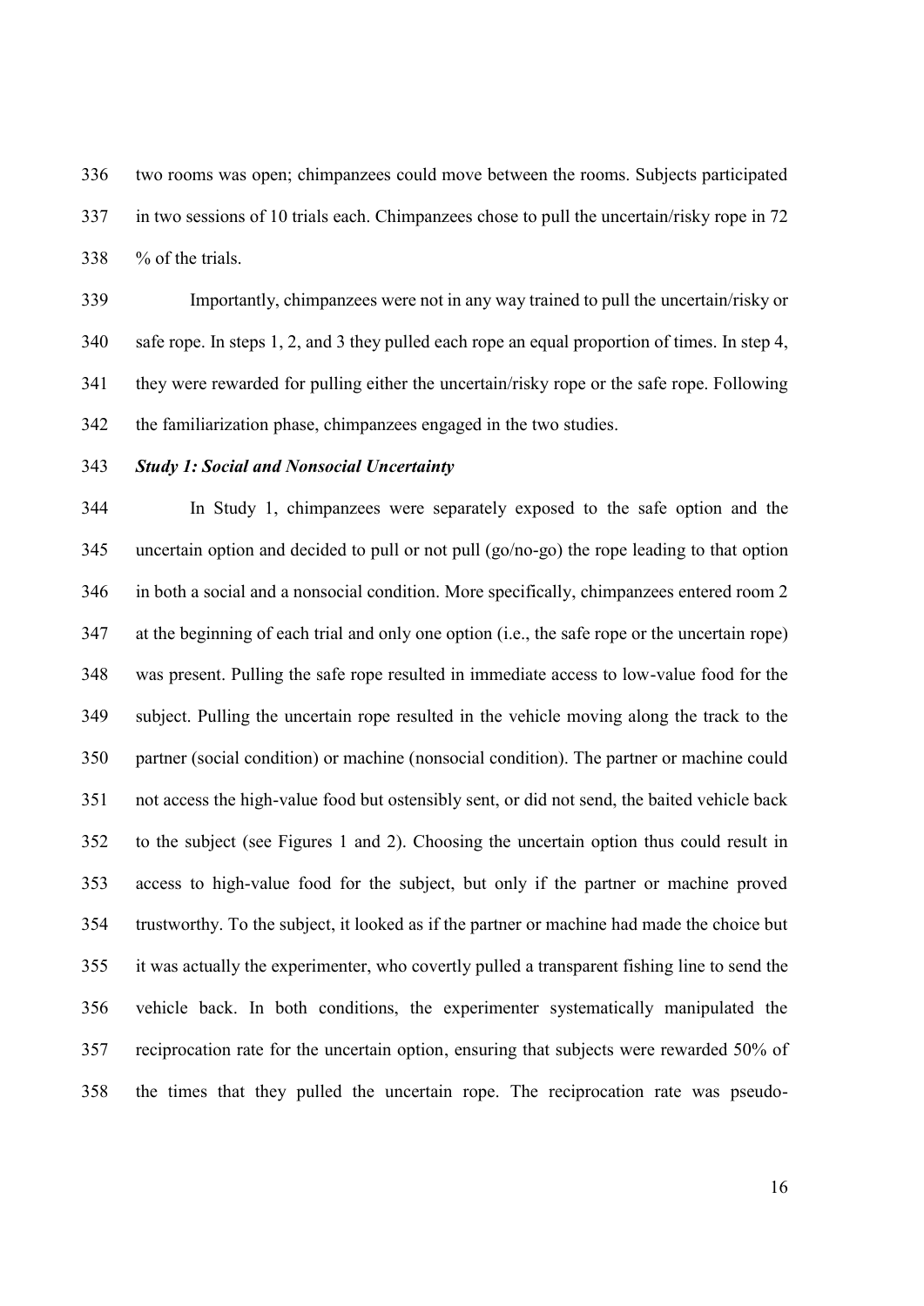two rooms was open; chimpanzees could move between the rooms. Subjects participated in two sessions of 10 trials each. Chimpanzees chose to pull the uncertain/risky rope in 72 % of the trials.

Importantly, chimpanzees were not in any way trained to pull the uncertain/risky or safe rope. In steps 1, 2, and 3 they pulled each rope an equal proportion of times. In step 4, they were rewarded for pulling either the uncertain/risky rope or the safe rope. Following the familiarization phase, chimpanzees engaged in the two studies.

***Study 1: Social and Nonsocial Uncertainty***

In Study 1, chimpanzees were separately exposed to the safe option and the uncertain option and decided to pull or not pull (go/no-go) the rope leading to that option in both a social and a nonsocial condition. More specifically, chimpanzees entered room 2 at the beginning of each trial and only one option (i.e., the safe rope or the uncertain rope) was present. Pulling the safe rope resulted in immediate access to low-value food for the subject. Pulling the uncertain rope resulted in the vehicle moving along the track to the partner (social condition) or machine (nonsocial condition). The partner or machine could not access the high-value food but ostensibly sent, or did not send, the baited vehicle back to the subject (see Figures 1 and 2). Choosing the uncertain option thus could result in access to high-value food for the subject, but only if the partner or machine proved trustworthy. To the subject, it looked as if the partner or machine had made the choice but it was actually the experimenter, who covertly pulled a transparent fishing line to send the vehicle back. In both conditions, the experimenter systematically manipulated the reciprocation rate for the uncertain option, ensuring that subjects were rewarded 50% of the times that they pulled the uncertain rope. The reciprocation rate was pseudo-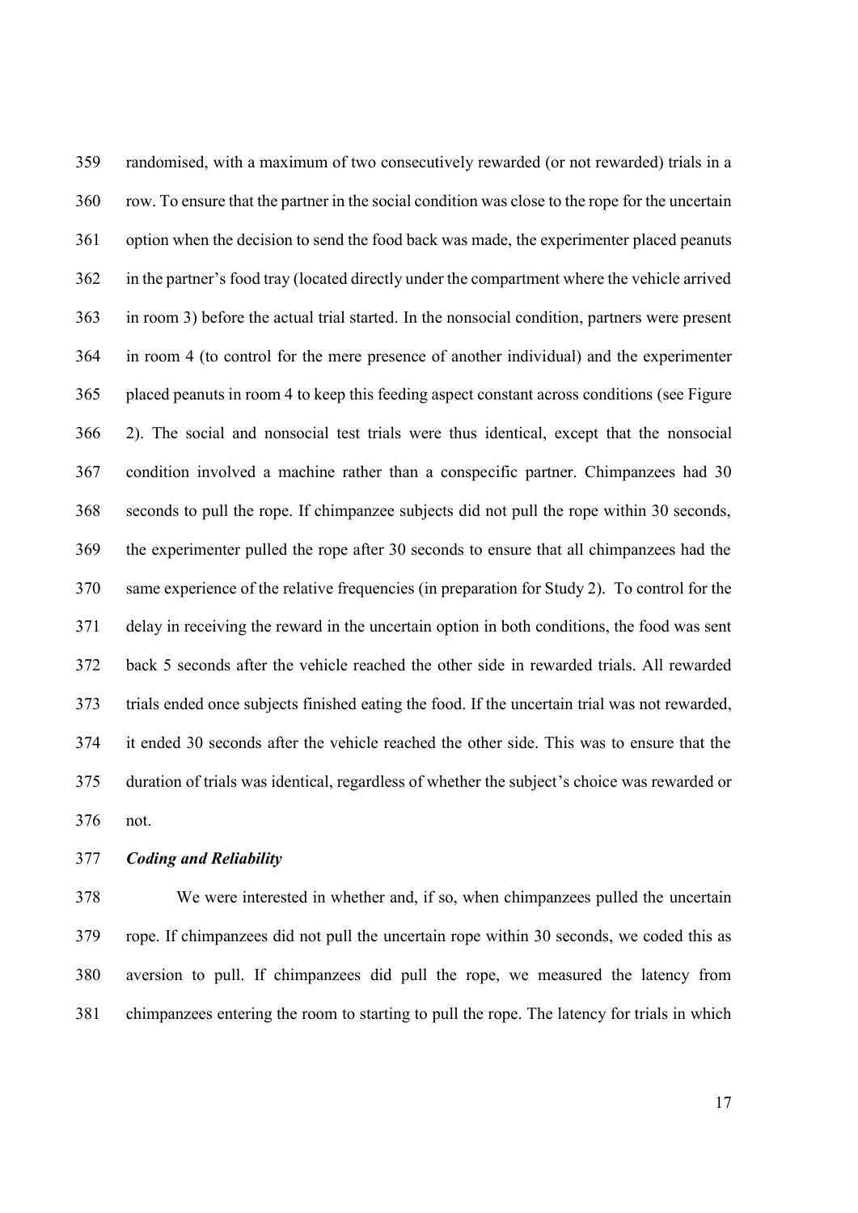randomised, with a maximum of two consecutively rewarded (or not rewarded) trials in a row. To ensure that the partner in the social condition was close to the rope for the uncertain option when the decision to send the food back was made, the experimenter placed peanuts in the partner's food tray (located directly under the compartment where the vehicle arrived in room 3) before the actual trial started. In the nonsocial condition, partners were present in room 4 (to control for the mere presence of another individual) and the experimenter placed peanuts in room 4 to keep this feeding aspect constant across conditions (see Figure 2). The social and nonsocial test trials were thus identical, except that the nonsocial condition involved a machine rather than a conspecific partner. Chimpanzees had 30 seconds to pull the rope. If chimpanzee subjects did not pull the rope within 30 seconds, the experimenter pulled the rope after 30 seconds to ensure that all chimpanzees had the same experience of the relative frequencies (in preparation for Study 2). To control for the delay in receiving the reward in the uncertain option in both conditions, the food was sent back 5 seconds after the vehicle reached the other side in rewarded trials. All rewarded trials ended once subjects finished eating the food. If the uncertain trial was not rewarded, it ended 30 seconds after the vehicle reached the other side. This was to ensure that the duration of trials was identical, regardless of whether the subject's choice was rewarded or not.

### *Coding and Reliability*

We were interested in whether and, if so, when chimpanzees pulled the uncertain rope. If chimpanzees did not pull the uncertain rope within 30 seconds, we coded this as aversion to pull. If chimpanzees did pull the rope, we measured the latency from chimpanzees entering the room to starting to pull the rope. The latency for trials in which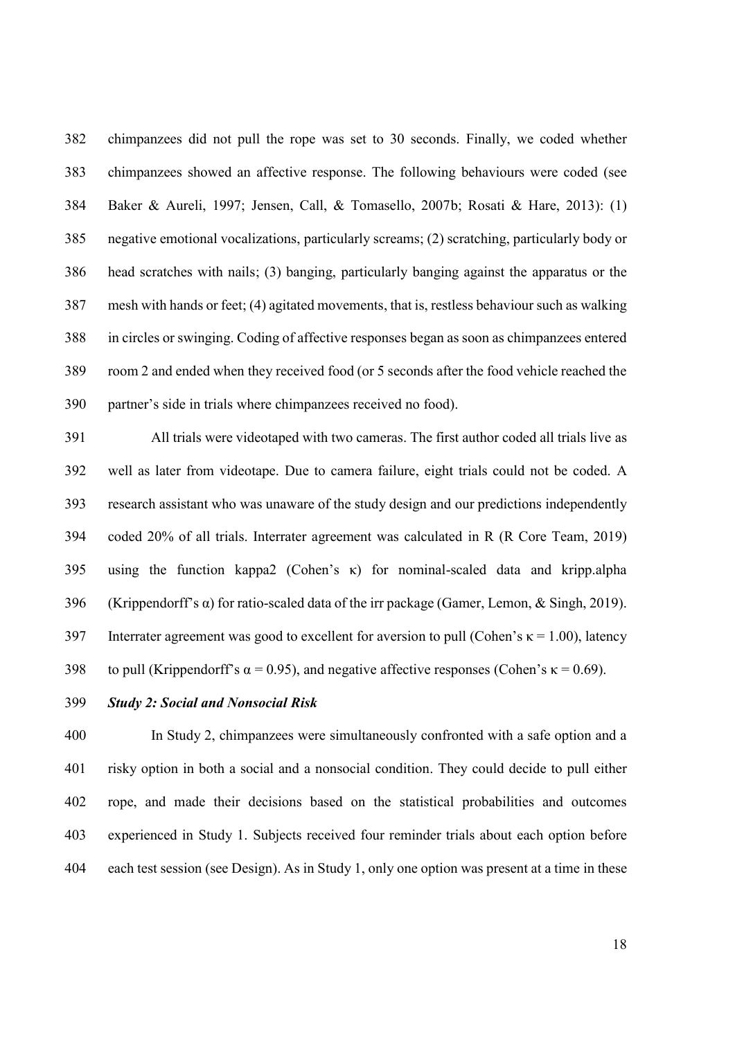chimpanzees did not pull the rope was set to 30 seconds. Finally, we coded whether chimpanzees showed an affective response. The following behaviours were coded (see Baker & Aureli, 1997; Jensen, Call, & Tomasello, 2007b; Rosati & Hare, 2013): (1) negative emotional vocalizations, particularly screams; (2) scratching, particularly body or head scratches with nails; (3) banging, particularly banging against the apparatus or the mesh with hands or feet; (4) agitated movements, that is, restless behaviour such as walking in circles or swinging. Coding of affective responses began as soon as chimpanzees entered room 2 and ended when they received food (or 5 seconds after the food vehicle reached the partner's side in trials where chimpanzees received no food).

All trials were videotaped with two cameras. The first author coded all trials live as well as later from videotape. Due to camera failure, eight trials could not be coded. A research assistant who was unaware of the study design and our predictions independently coded 20% of all trials. Interrater agreement was calculated in R (R Core Team, 2019) using the function kappa2 (Cohen's $\kappa$) for nominal-scaled data and kripp.alpha (Krippendorff's $\alpha$) for ratio-scaled data of the irr package (Gamer, Lemon, & Singh, 2019). Interrater agreement was good to excellent for aversion to pull (Cohen's $\kappa = 1.00$), latency to pull (Krippendorff's $\alpha = 0.95$), and negative affective responses (Cohen's $\kappa = 0.69$).

***Study 2: Social and Nonsocial Risk***

In Study 2, chimpanzees were simultaneously confronted with a safe option and a risky option in both a social and a nonsocial condition. They could decide to pull either rope, and made their decisions based on the statistical probabilities and outcomes experienced in Study 1. Subjects received four reminder trials about each option before each test session (see Design). As in Study 1, only one option was present at a time in these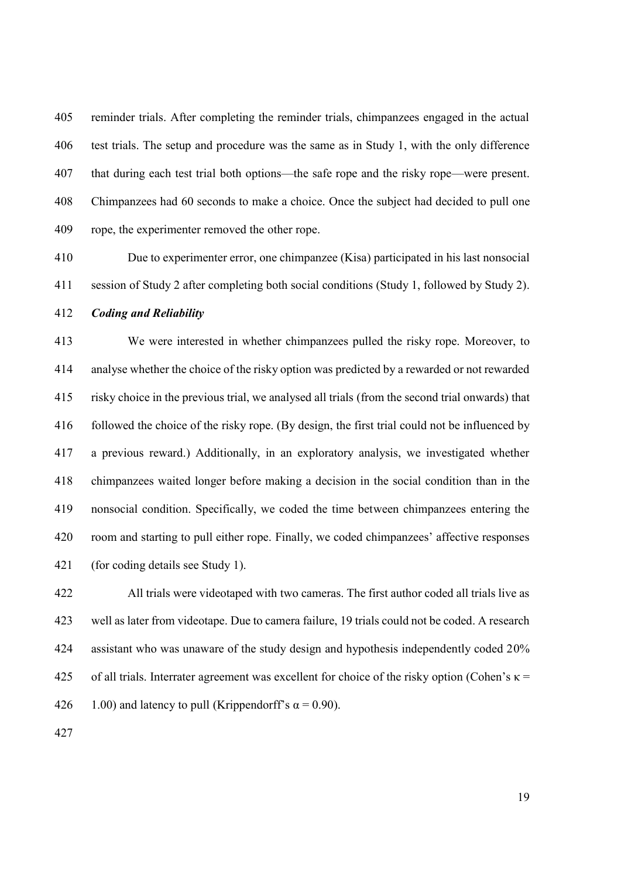reminder trials. After completing the reminder trials, chimpanzees engaged in the actual test trials. The setup and procedure was the same as in Study 1, with the only difference that during each test trial both options—the safe rope and the risky rope—were present. Chimpanzees had 60 seconds to make a choice. Once the subject had decided to pull one rope, the experimenter removed the other rope.

Due to experimenter error, one chimpanzee (Kisa) participated in his last nonsocial session of Study 2 after completing both social conditions (Study 1, followed by Study 2).

***Coding and Reliability***

We were interested in whether chimpanzees pulled the risky rope. Moreover, to analyse whether the choice of the risky option was predicted by a rewarded or not rewarded risky choice in the previous trial, we analysed all trials (from the second trial onwards) that followed the choice of the risky rope. (By design, the first trial could not be influenced by a previous reward.) Additionally, in an exploratory analysis, we investigated whether chimpanzees waited longer before making a decision in the social condition than in the nonsocial condition. Specifically, we coded the time between chimpanzees entering the room and starting to pull either rope. Finally, we coded chimpanzees' affective responses (for coding details see Study 1).

All trials were videotaped with two cameras. The first author coded all trials live as well as later from videotape. Due to camera failure, 19 trials could not be coded. A research assistant who was unaware of the study design and hypothesis independently coded 20% of all trials. Interrater agreement was excellent for choice of the risky option (Cohen's $\kappa$ = 1.00) and latency to pull (Krippendorff's $\alpha = 0.90$).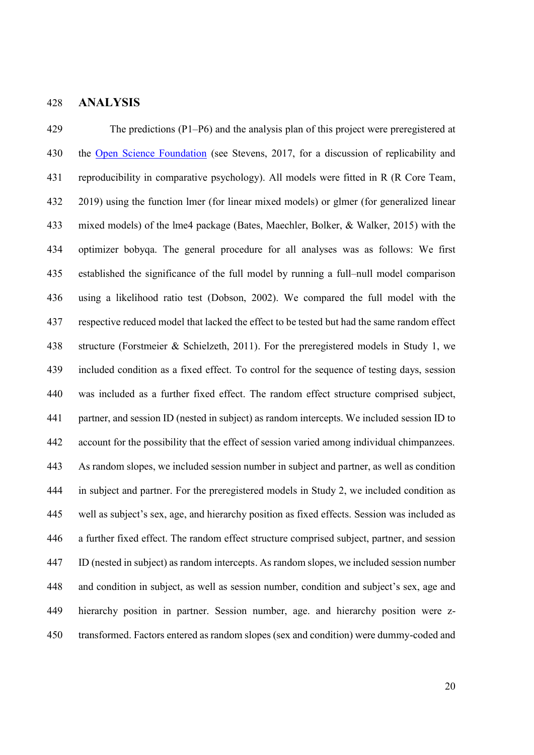# ANALYSIS

The predictions (P1–P6) and the analysis plan of this project were preregistered at the Open Science Foundation (see Stevens, 2017, for a discussion of replicability and reproducibility in comparative psychology). All models were fitted in R (R Core Team, 2019) using the function lmer (for linear mixed models) or glmer (for generalized linear mixed models) of the lme4 package (Bates, Maechler, Bolker, & Walker, 2015) with the optimizer bobyqa. The general procedure for all analyses was as follows: We first established the significance of the full model by running a full–null model comparison using a likelihood ratio test (Dobson, 2002). We compared the full model with the respective reduced model that lacked the effect to be tested but had the same random effect structure (Forstmeier & Schielzeth, 2011). For the preregistered models in Study 1, we included condition as a fixed effect. To control for the sequence of testing days, session was included as a further fixed effect. The random effect structure comprised subject, partner, and session ID (nested in subject) as random intercepts. We included session ID to account for the possibility that the effect of session varied among individual chimpanzees. As random slopes, we included session number in subject and partner, as well as condition in subject and partner. For the preregistered models in Study 2, we included condition as well as subject's sex, age, and hierarchy position as fixed effects. Session was included as a further fixed effect. The random effect structure comprised subject, partner, and session ID (nested in subject) as random intercepts. As random slopes, we included session number and condition in subject, as well as session number, condition and subject's sex, age and hierarchy position in partner. Session number, age. and hierarchy position were z-transformed. Factors entered as random slopes (sex and condition) were dummy-coded and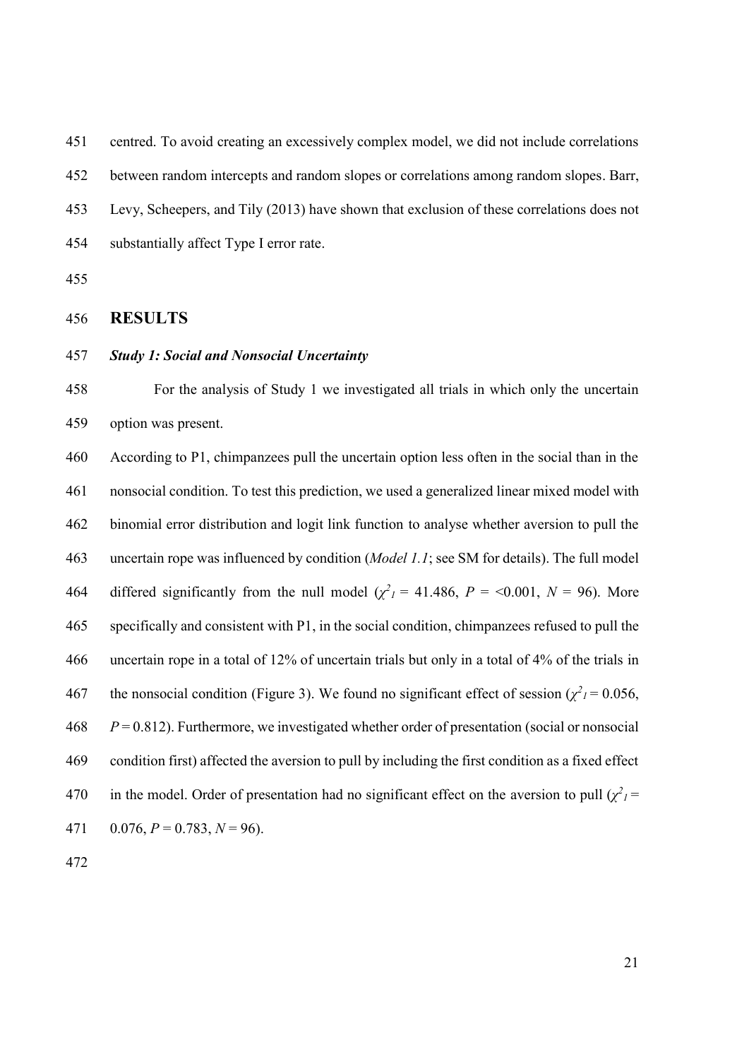centred. To avoid creating an excessively complex model, we did not include correlations between random intercepts and random slopes or correlations among random slopes. Barr, Levy, Scheepers, and Tily (2013) have shown that exclusion of these correlations does not substantially affect Type I error rate.

## RESULTS

### *Study 1: Social and Nonsocial Uncertainty*

For the analysis of Study 1 we investigated all trials in which only the uncertain option was present.

According to P1, chimpanzees pull the uncertain option less often in the social than in the nonsocial condition. To test this prediction, we used a generalized linear mixed model with binomial error distribution and logit link function to analyse whether aversion to pull the uncertain rope was influenced by condition (*Model 1.1*; see SM for details). The full model differed significantly from the null model ($\chi^2_1$ = 41.486, $P$ = <0.001, $N$ = 96). More specifically and consistent with P1, in the social condition, chimpanzees refused to pull the uncertain rope in a total of 12% of uncertain trials but only in a total of 4% of the trials in the nonsocial condition (Figure 3). We found no significant effect of session ($\chi^2_1$ = 0.056, $P$ = 0.812). Furthermore, we investigated whether order of presentation (social or nonsocial condition first) affected the aversion to pull by including the first condition as a fixed effect in the model. Order of presentation had no significant effect on the aversion to pull ($\chi^2_1$ = 0.076, $P$ = 0.783, $N$ = 96).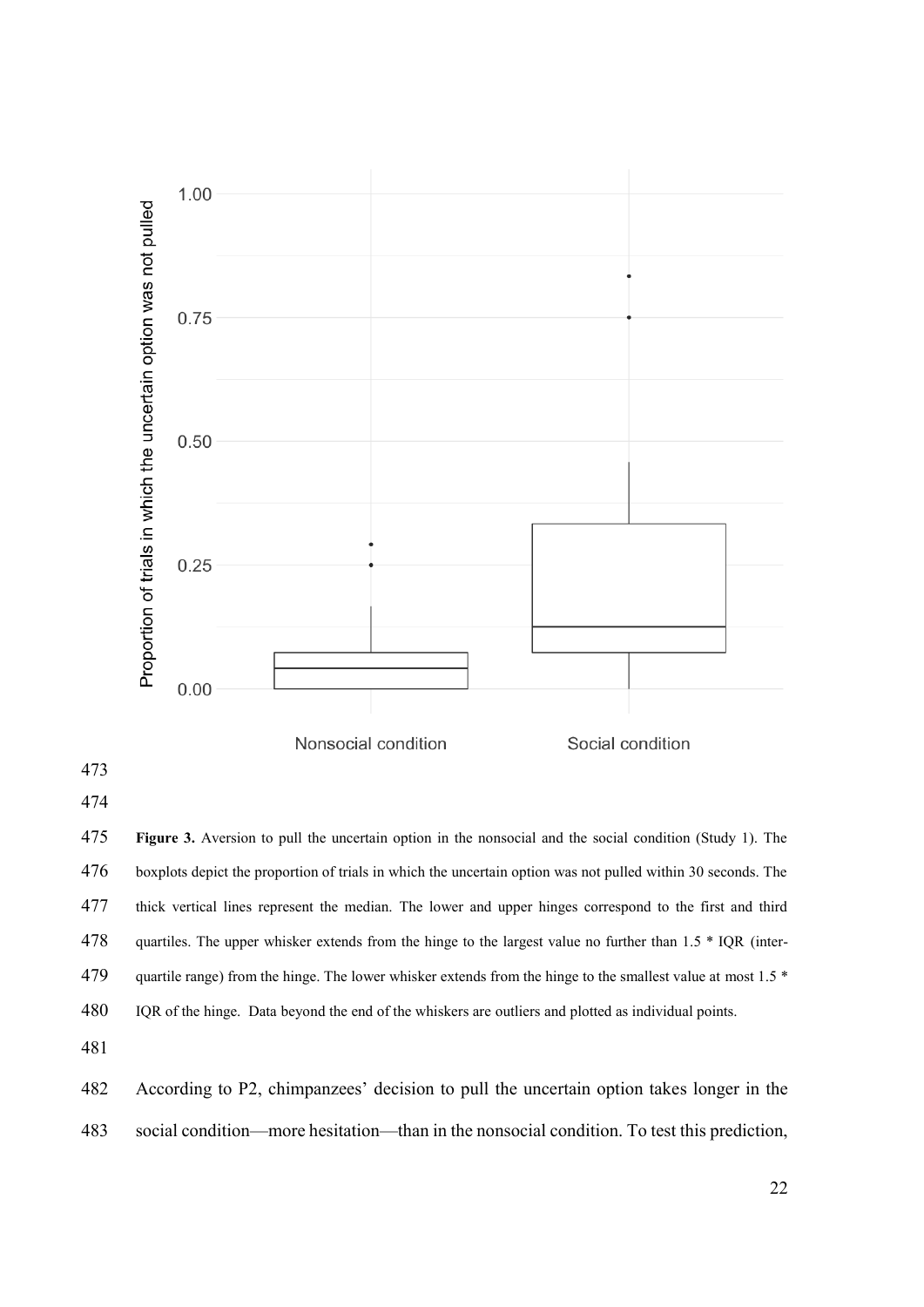**Figure 3.** Aversion to pull the uncertain option in the nonsocial and the social condition (Study 1). The boxplots depict the proportion of trials in which the uncertain option was not pulled within 30 seconds. The thick vertical lines represent the median. The lower and upper hinges correspond to the first and third quartiles. The upper whisker extends from the hinge to the largest value no further than 1.5 * IQR (inter-quartile range) from the hinge. The lower whisker extends from the hinge to the smallest value at most 1.5 * IQR of the hinge. Data beyond the end of the whiskers are outliers and plotted as individual points.

According to P2, chimpanzees' decision to pull the uncertain option takes longer in the social condition—more hesitation—than in the nonsocial condition. To test this prediction,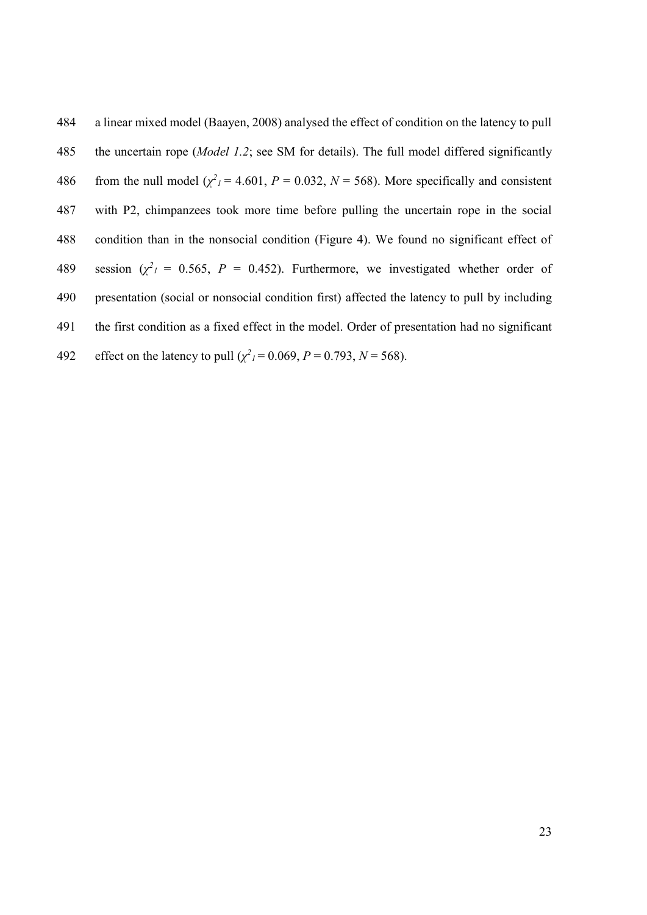a linear mixed model (Baayen, 2008) analysed the effect of condition on the latency to pull the uncertain rope (*Model 1.2*; see SM for details). The full model differed significantly from the null model ($\chi^2_1 = 4.601$, $P = 0.032$, $N = 568$). More specifically and consistent with P2, chimpanzees took more time before pulling the uncertain rope in the social condition than in the nonsocial condition (Figure 4). We found no significant effect of session ($\chi^2_1 = 0.565$, $P = 0.452$). Furthermore, we investigated whether order of presentation (social or nonsocial condition first) affected the latency to pull by including the first condition as a fixed effect in the model. Order of presentation had no significant effect on the latency to pull ($\chi^2_1 = 0.069$, $P = 0.793$, $N = 568$).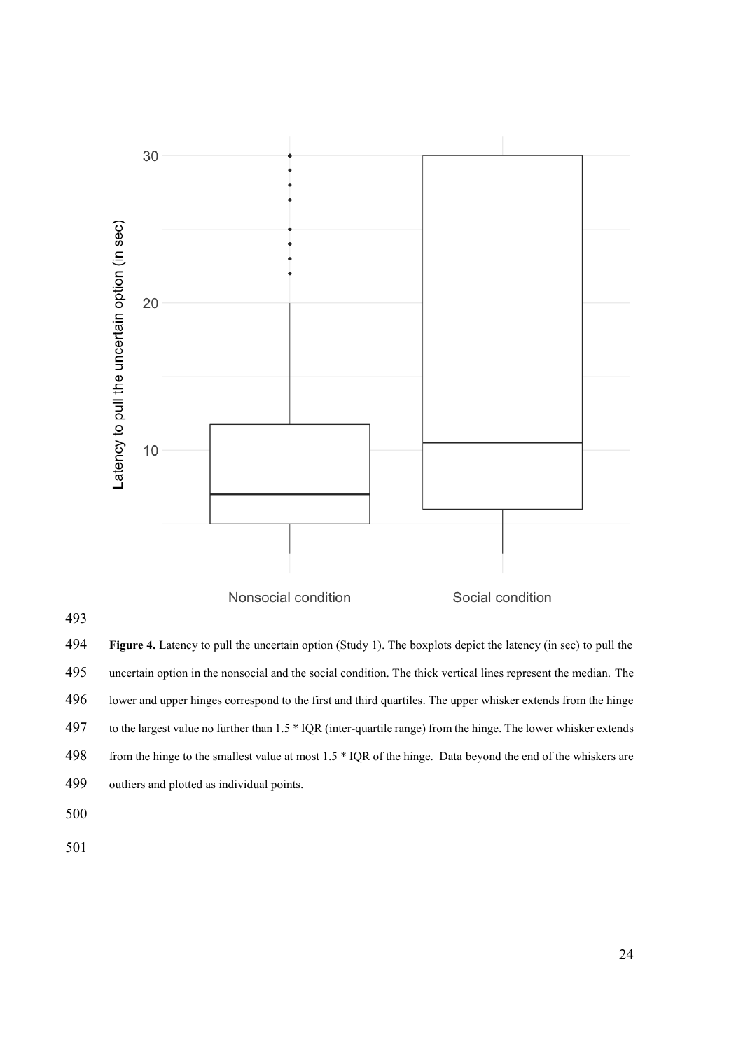**Figure 4.** Latency to pull the uncertain option (Study 1). The boxplots depict the latency (in sec) to pull the uncertain option in the nonsocial and the social condition. The thick vertical lines represent the median. The lower and upper hinges correspond to the first and third quartiles. The upper whisker extends from the hinge to the largest value no further than 1.5 * IQR (inter-quartile range) from the hinge. The lower whisker extends from the hinge to the smallest value at most 1.5 * IQR of the hinge. Data beyond the end of the whiskers are outliers and plotted as individual points.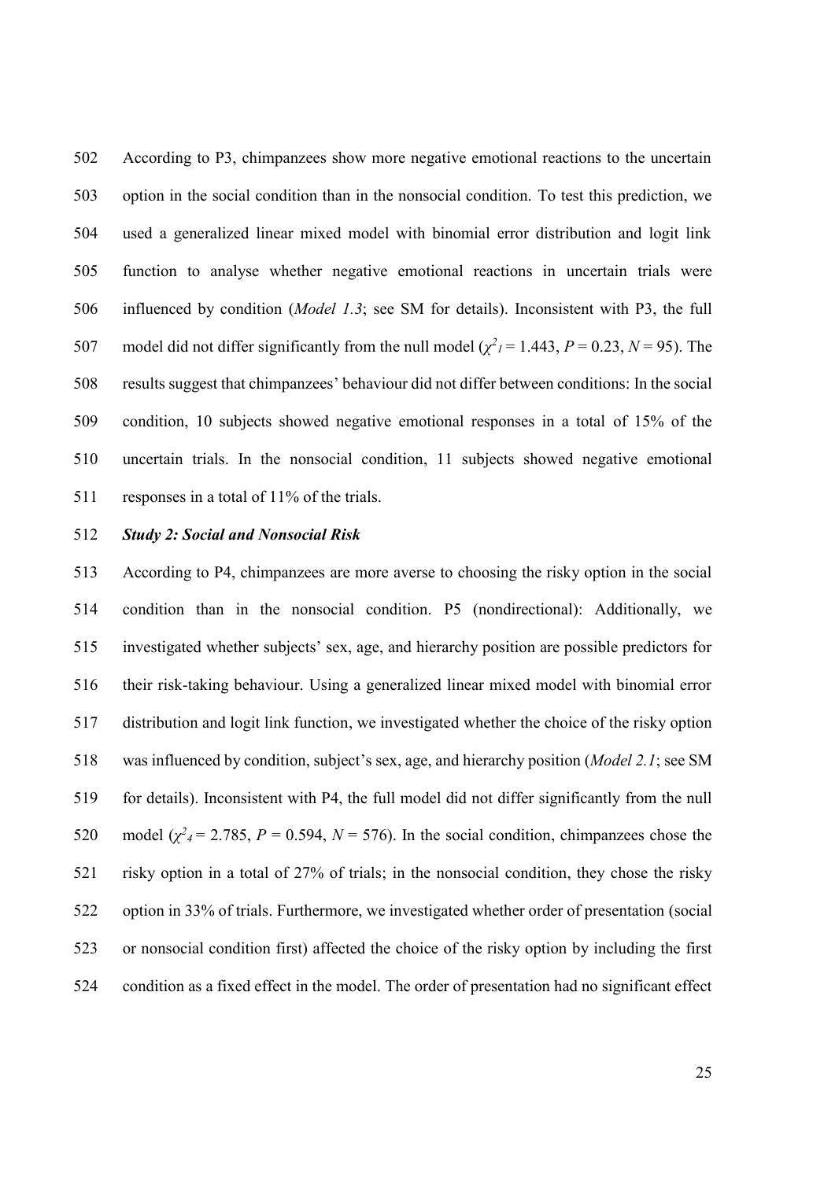According to P3, chimpanzees show more negative emotional reactions to the uncertain option in the social condition than in the nonsocial condition. To test this prediction, we used a generalized linear mixed model with binomial error distribution and logit link function to analyse whether negative emotional reactions in uncertain trials were influenced by condition (*Model 1.3*; see SM for details). Inconsistent with P3, the full model did not differ significantly from the null model ($\chi^2_1 = 1.443$, $P = 0.23$, $N = 95$). The results suggest that chimpanzees' behaviour did not differ between conditions: In the social condition, 10 subjects showed negative emotional responses in a total of 15% of the uncertain trials. In the nonsocial condition, 11 subjects showed negative emotional responses in a total of 11% of the trials.

***Study 2: Social and Nonsocial Risk***

According to P4, chimpanzees are more averse to choosing the risky option in the social condition than in the nonsocial condition. P5 (nondirectional): Additionally, we investigated whether subjects' sex, age, and hierarchy position are possible predictors for their risk-taking behaviour. Using a generalized linear mixed model with binomial error distribution and logit link function, we investigated whether the choice of the risky option was influenced by condition, subject's sex, age, and hierarchy position (*Model 2.1*; see SM for details). Inconsistent with P4, the full model did not differ significantly from the null model ($\chi^2_4 = 2.785$, $P = 0.594$, $N = 576$). In the social condition, chimpanzees chose the risky option in a total of 27% of trials; in the nonsocial condition, they chose the risky option in 33% of trials. Furthermore, we investigated whether order of presentation (social or nonsocial condition first) affected the choice of the risky option by including the first condition as a fixed effect in the model. The order of presentation had no significant effect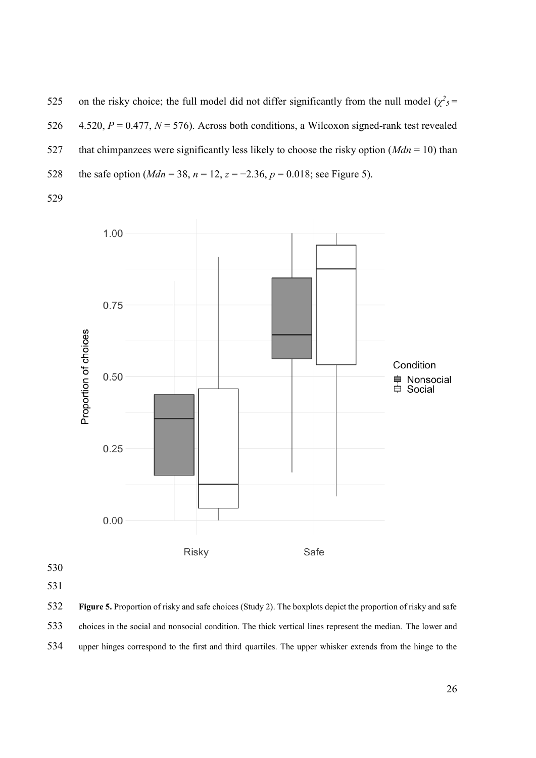on the risky choice; the full model did not differ significantly from the null model ($\chi^2_5$ = 4.520, *P* = 0.477, *N* = 576). Across both conditions, a Wilcoxon signed-rank test revealed that chimpanzees were significantly less likely to choose the risky option (*Mdn* = 10) than the safe option (*Mdn* = 38, *n* = 12, *z* = −2.36, *p* = 0.018; see Figure 5).

**Figure 5.** Proportion of risky and safe choices (Study 2). The boxplots depict the proportion of risky and safe choices in the social and nonsocial condition. The thick vertical lines represent the median. The lower and upper hinges correspond to the first and third quartiles. The upper whisker extends from the hinge to the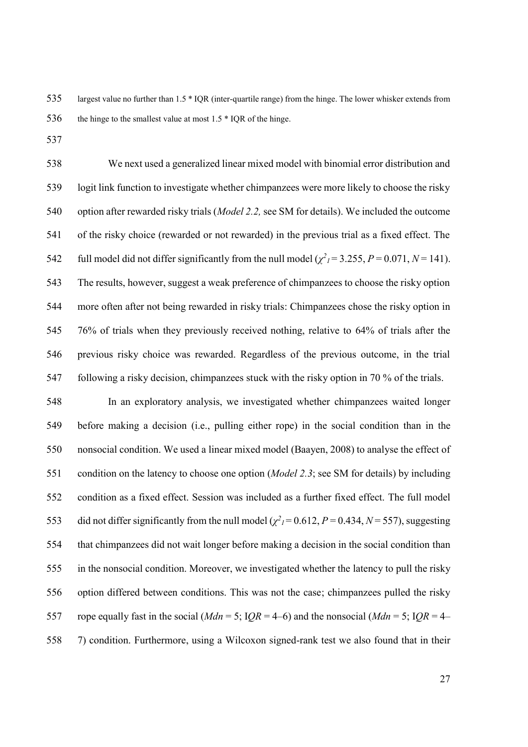largest value no further than 1.5 * IQR (inter-quartile range) from the hinge. The lower whisker extends from the hinge to the smallest value at most 1.5 * IQR of the hinge.

We next used a generalized linear mixed model with binomial error distribution and logit link function to investigate whether chimpanzees were more likely to choose the risky option after rewarded risky trials (*Model 2.2,* see SM for details). We included the outcome of the risky choice (rewarded or not rewarded) in the previous trial as a fixed effect. The full model did not differ significantly from the null model ($\chi^2_1 = 3.255$, $P = 0.071$, $N = 141$). The results, however, suggest a weak preference of chimpanzees to choose the risky option more often after not being rewarded in risky trials: Chimpanzees chose the risky option in 76% of trials when they previously received nothing, relative to 64% of trials after the previous risky choice was rewarded. Regardless of the previous outcome, in the trial following a risky decision, chimpanzees stuck with the risky option in 70 % of the trials.

In an exploratory analysis, we investigated whether chimpanzees waited longer before making a decision (i.e., pulling either rope) in the social condition than in the nonsocial condition. We used a linear mixed model (Baayen, 2008) to analyse the effect of condition on the latency to choose one option (*Model 2.3*; see SM for details) by including condition as a fixed effect. Session was included as a further fixed effect. The full model did not differ significantly from the null model ($\chi^2_1 = 0.612$, $P = 0.434$, $N = 557$), suggesting that chimpanzees did not wait longer before making a decision in the social condition than in the nonsocial condition. Moreover, we investigated whether the latency to pull the risky option differed between conditions. This was not the case; chimpanzees pulled the risky rope equally fast in the social (*Mdn* = 5; I*QR* = 4–6) and the nonsocial (*Mdn* = 5; I*QR* = 4–7) condition. Furthermore, using a Wilcoxon signed-rank test we also found that in their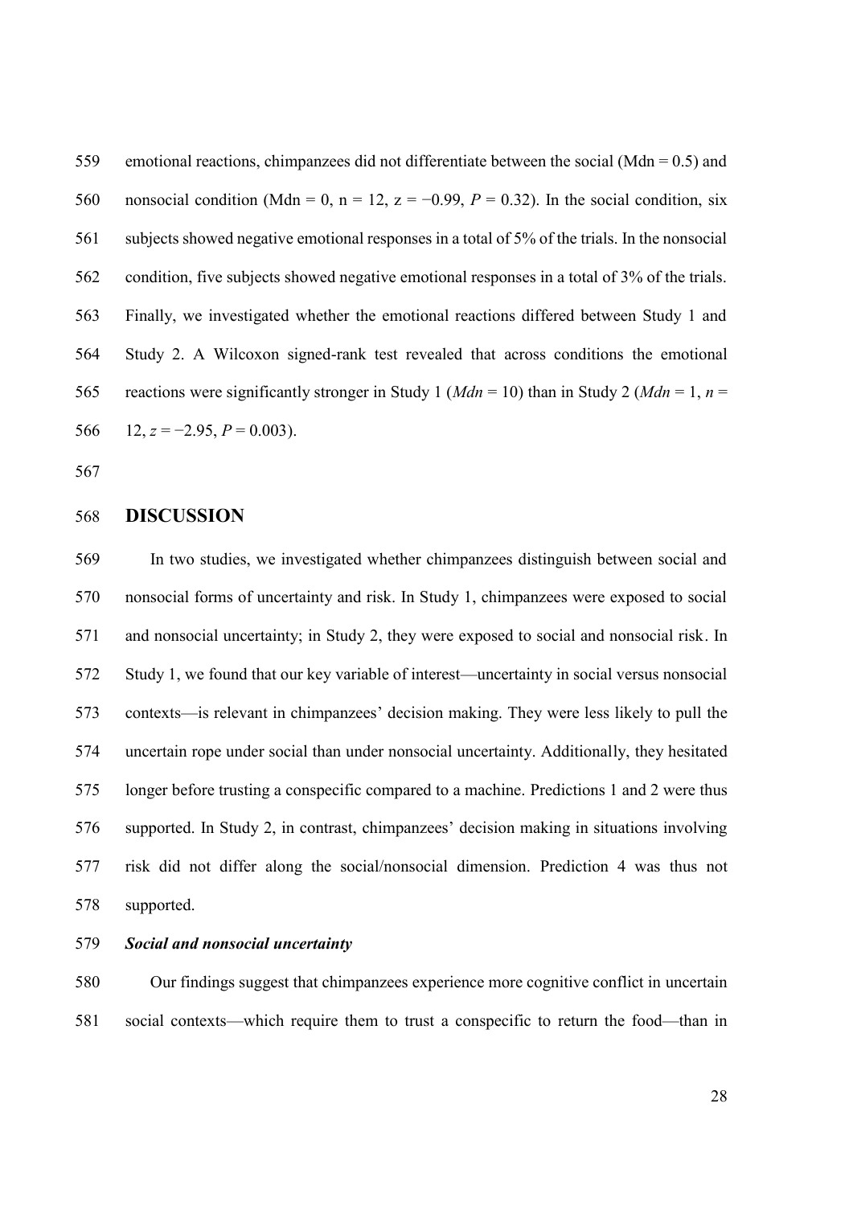emotional reactions, chimpanzees did not differentiate between the social (Mdn = 0.5) and nonsocial condition (Mdn = 0, n = 12, z = −0.99, *P* = 0.32). In the social condition, six subjects showed negative emotional responses in a total of 5% of the trials. In the nonsocial condition, five subjects showed negative emotional responses in a total of 3% of the trials. Finally, we investigated whether the emotional reactions differed between Study 1 and Study 2. A Wilcoxon signed-rank test revealed that across conditions the emotional reactions were significantly stronger in Study 1 (*Mdn* = 10) than in Study 2 (*Mdn* = 1, *n* = 12, *z* = −2.95, *P* = 0.003).

# DISCUSSION

In two studies, we investigated whether chimpanzees distinguish between social and nonsocial forms of uncertainty and risk. In Study 1, chimpanzees were exposed to social and nonsocial uncertainty; in Study 2, they were exposed to social and nonsocial risk. In Study 1, we found that our key variable of interest—uncertainty in social versus nonsocial contexts—is relevant in chimpanzees' decision making. They were less likely to pull the uncertain rope under social than under nonsocial uncertainty. Additionally, they hesitated longer before trusting a conspecific compared to a machine. Predictions 1 and 2 were thus supported. In Study 2, in contrast, chimpanzees' decision making in situations involving risk did not differ along the social/nonsocial dimension. Prediction 4 was thus not supported.

***Social and nonsocial uncertainty***

Our findings suggest that chimpanzees experience more cognitive conflict in uncertain social contexts—which require them to trust a conspecific to return the food—than in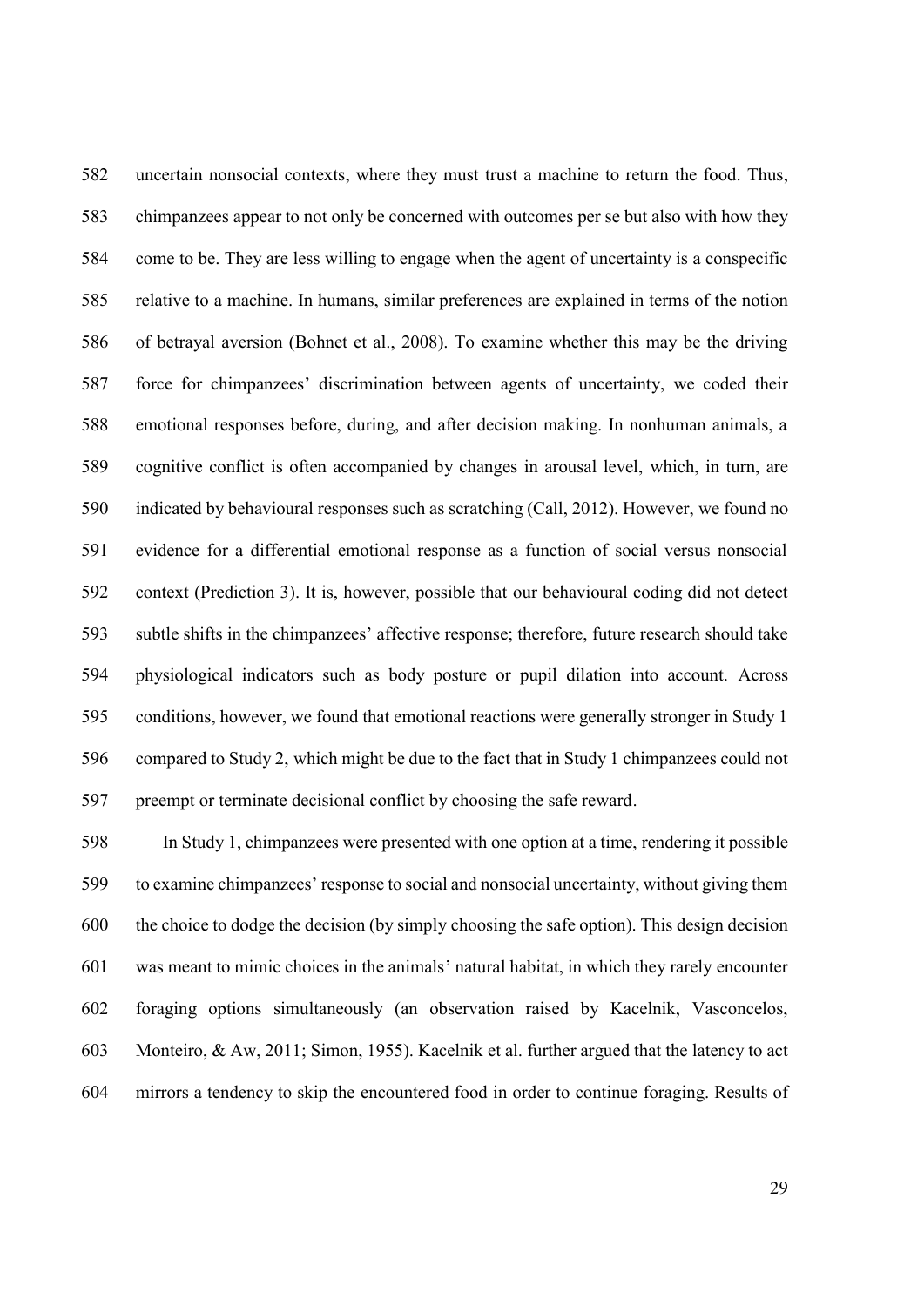uncertain nonsocial contexts, where they must trust a machine to return the food. Thus, chimpanzees appear to not only be concerned with outcomes per se but also with how they come to be. They are less willing to engage when the agent of uncertainty is a conspecific relative to a machine. In humans, similar preferences are explained in terms of the notion of betrayal aversion (Bohnet et al., 2008). To examine whether this may be the driving force for chimpanzees' discrimination between agents of uncertainty, we coded their emotional responses before, during, and after decision making. In nonhuman animals, a cognitive conflict is often accompanied by changes in arousal level, which, in turn, are indicated by behavioural responses such as scratching (Call, 2012). However, we found no evidence for a differential emotional response as a function of social versus nonsocial context (Prediction 3). It is, however, possible that our behavioural coding did not detect subtle shifts in the chimpanzees' affective response; therefore, future research should take physiological indicators such as body posture or pupil dilation into account. Across conditions, however, we found that emotional reactions were generally stronger in Study 1 compared to Study 2, which might be due to the fact that in Study 1 chimpanzees could not preempt or terminate decisional conflict by choosing the safe reward.

In Study 1, chimpanzees were presented with one option at a time, rendering it possible to examine chimpanzees' response to social and nonsocial uncertainty, without giving them the choice to dodge the decision (by simply choosing the safe option). This design decision was meant to mimic choices in the animals' natural habitat, in which they rarely encounter foraging options simultaneously (an observation raised by Kacelnik, Vasconcelos, Monteiro, & Aw, 2011; Simon, 1955). Kacelnik et al. further argued that the latency to act mirrors a tendency to skip the encountered food in order to continue foraging. Results of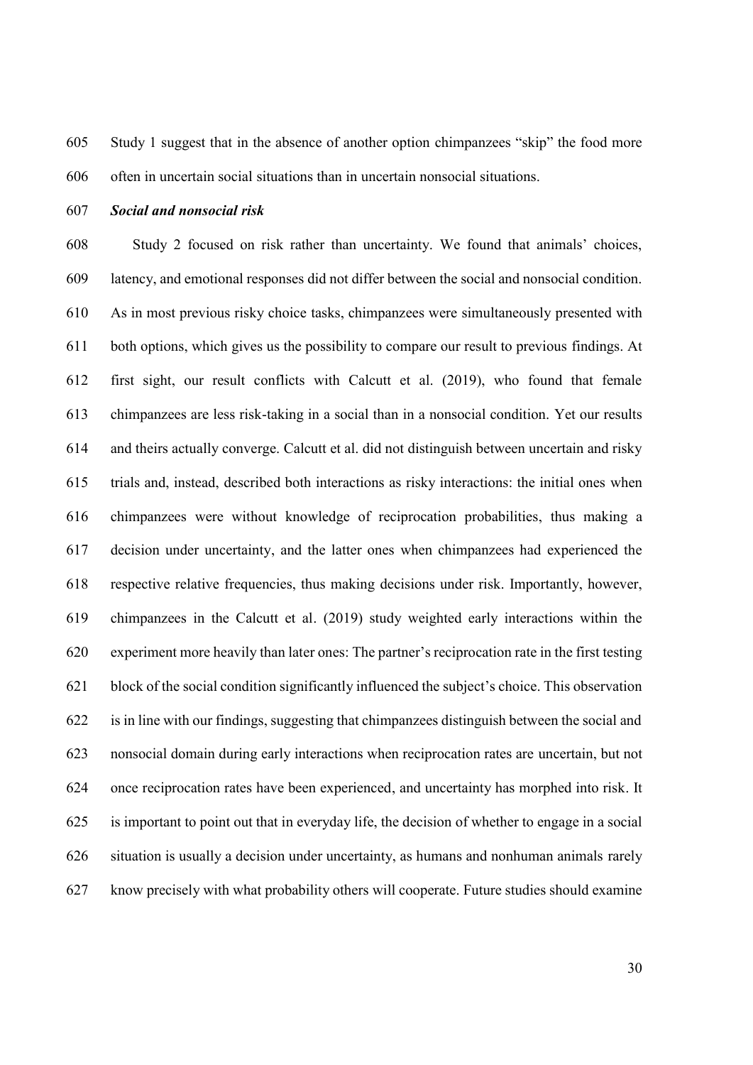Study 1 suggest that in the absence of another option chimpanzees “skip” the food more often in uncertain social situations than in uncertain nonsocial situations.

### ***Social and nonsocial risk***

Study 2 focused on risk rather than uncertainty. We found that animals’ choices, latency, and emotional responses did not differ between the social and nonsocial condition. As in most previous risky choice tasks, chimpanzees were simultaneously presented with both options, which gives us the possibility to compare our result to previous findings. At first sight, our result conflicts with Calcutt et al. (2019), who found that female chimpanzees are less risk-taking in a social than in a nonsocial condition. Yet our results and theirs actually converge. Calcutt et al. did not distinguish between uncertain and risky trials and, instead, described both interactions as risky interactions: the initial ones when chimpanzees were without knowledge of reciprocation probabilities, thus making a decision under uncertainty, and the latter ones when chimpanzees had experienced the respective relative frequencies, thus making decisions under risk. Importantly, however, chimpanzees in the Calcutt et al. (2019) study weighted early interactions within the experiment more heavily than later ones: The partner’s reciprocation rate in the first testing block of the social condition significantly influenced the subject’s choice. This observation is in line with our findings, suggesting that chimpanzees distinguish between the social and nonsocial domain during early interactions when reciprocation rates are uncertain, but not once reciprocation rates have been experienced, and uncertainty has morphed into risk. It is important to point out that in everyday life, the decision of whether to engage in a social situation is usually a decision under uncertainty, as humans and nonhuman animals rarely know precisely with what probability others will cooperate. Future studies should examine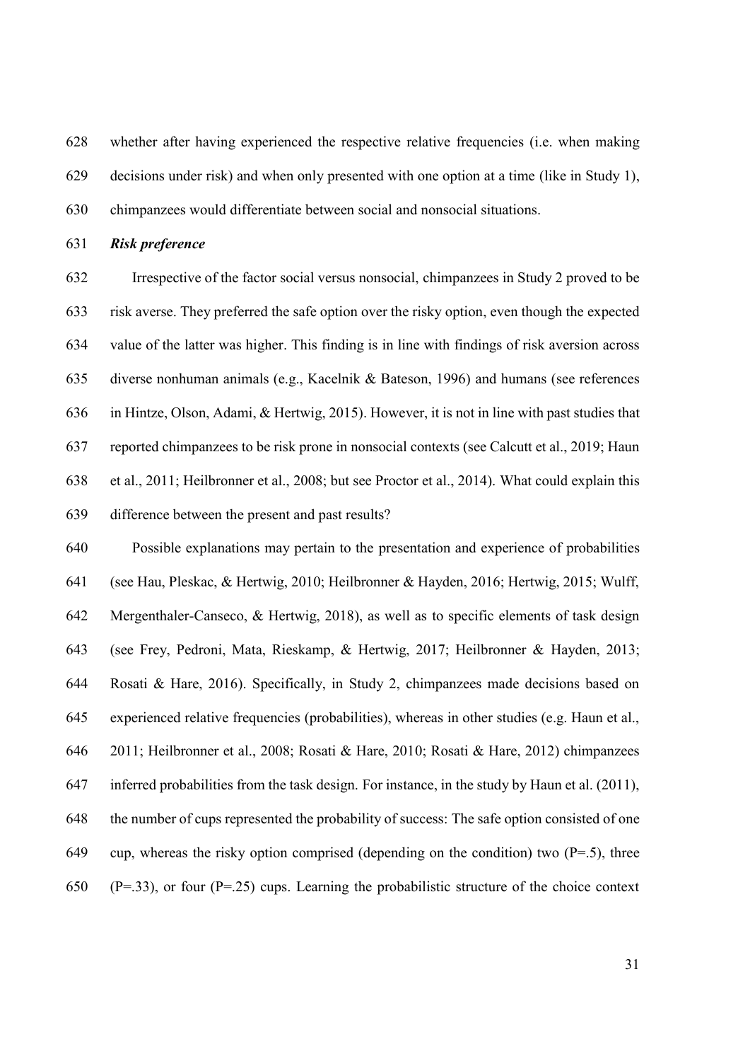whether after having experienced the respective relative frequencies (i.e. when making decisions under risk) and when only presented with one option at a time (like in Study 1), chimpanzees would differentiate between social and nonsocial situations.

### *Risk preference*

Irrespective of the factor social versus nonsocial, chimpanzees in Study 2 proved to be risk averse. They preferred the safe option over the risky option, even though the expected value of the latter was higher. This finding is in line with findings of risk aversion across diverse nonhuman animals (e.g., Kacelnik & Bateson, 1996) and humans (see references in Hintze, Olson, Adami, & Hertwig, 2015). However, it is not in line with past studies that reported chimpanzees to be risk prone in nonsocial contexts (see Calcutt et al., 2019; Haun et al., 2011; Heilbronner et al., 2008; but see Proctor et al., 2014). What could explain this difference between the present and past results?

Possible explanations may pertain to the presentation and experience of probabilities (see Hau, Pleskac, & Hertwig, 2010; Heilbronner & Hayden, 2016; Hertwig, 2015; Wulff, Mergenthaler-Canseco, & Hertwig, 2018), as well as to specific elements of task design (see Frey, Pedroni, Mata, Rieskamp, & Hertwig, 2017; Heilbronner & Hayden, 2013; Rosati & Hare, 2016). Specifically, in Study 2, chimpanzees made decisions based on experienced relative frequencies (probabilities), whereas in other studies (e.g. Haun et al., 2011; Heilbronner et al., 2008; Rosati & Hare, 2010; Rosati & Hare, 2012) chimpanzees inferred probabilities from the task design. For instance, in the study by Haun et al. (2011), the number of cups represented the probability of success: The safe option consisted of one cup, whereas the risky option comprised (depending on the condition) two ($P=.5$), three ($P=.33$), or four ($P=.25$) cups. Learning the probabilistic structure of the choice context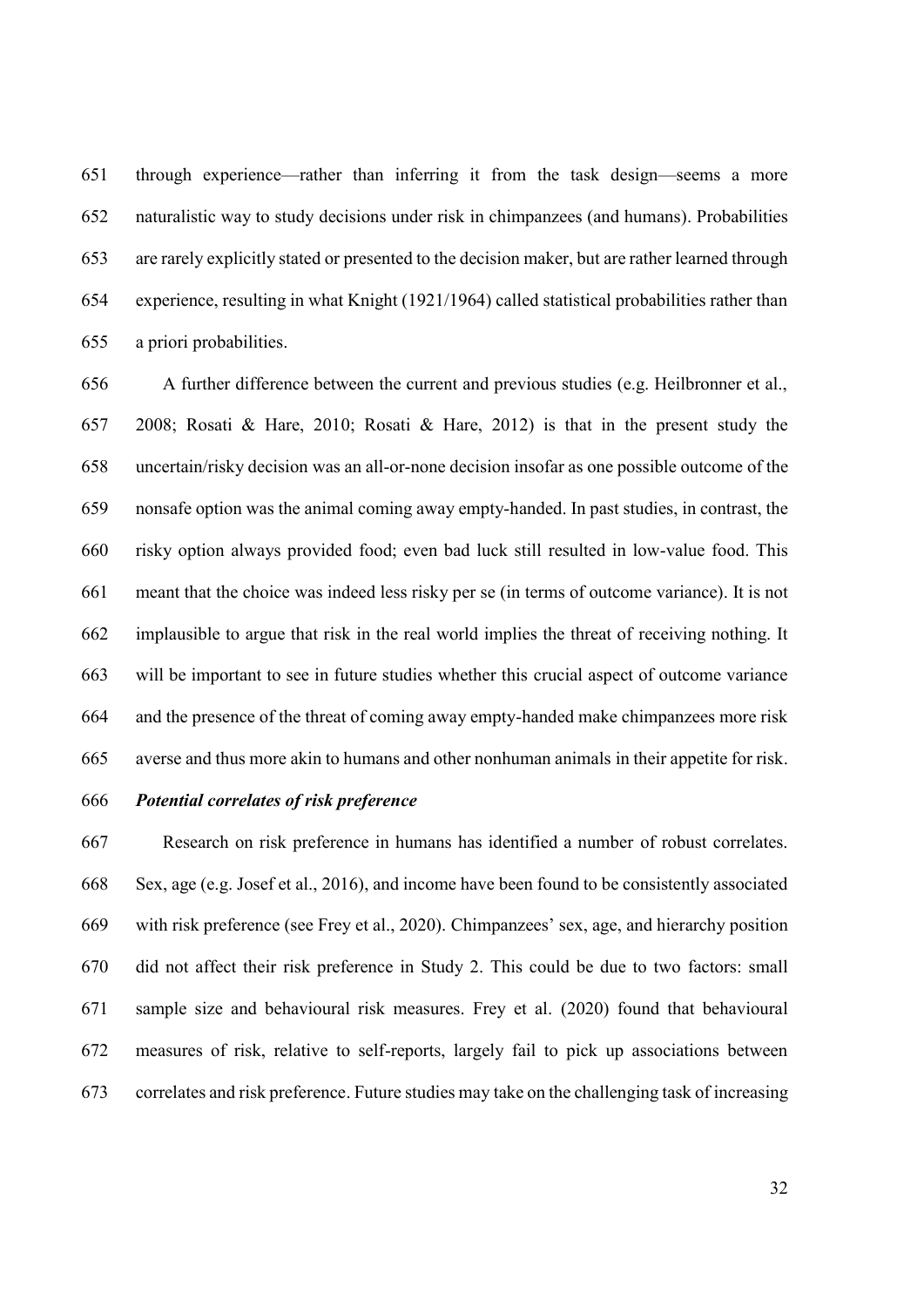through experience—rather than inferring it from the task design—seems a more naturalistic way to study decisions under risk in chimpanzees (and humans). Probabilities are rarely explicitly stated or presented to the decision maker, but are rather learned through experience, resulting in what Knight (1921/1964) called statistical probabilities rather than a priori probabilities.

A further difference between the current and previous studies (e.g. Heilbronner et al., 2008; Rosati & Hare, 2010; Rosati & Hare, 2012) is that in the present study the uncertain/risky decision was an all-or-none decision insofar as one possible outcome of the nonsafe option was the animal coming away empty-handed. In past studies, in contrast, the risky option always provided food; even bad luck still resulted in low-value food. This meant that the choice was indeed less risky per se (in terms of outcome variance). It is not implausible to argue that risk in the real world implies the threat of receiving nothing. It will be important to see in future studies whether this crucial aspect of outcome variance and the presence of the threat of coming away empty-handed make chimpanzees more risk averse and thus more akin to humans and other nonhuman animals in their appetite for risk.

***Potential correlates of risk preference***

Research on risk preference in humans has identified a number of robust correlates. Sex, age (e.g. Josef et al., 2016), and income have been found to be consistently associated with risk preference (see Frey et al., 2020). Chimpanzees' sex, age, and hierarchy position did not affect their risk preference in Study 2. This could be due to two factors: small sample size and behavioural risk measures. Frey et al. (2020) found that behavioural measures of risk, relative to self-reports, largely fail to pick up associations between correlates and risk preference. Future studies may take on the challenging task of increasing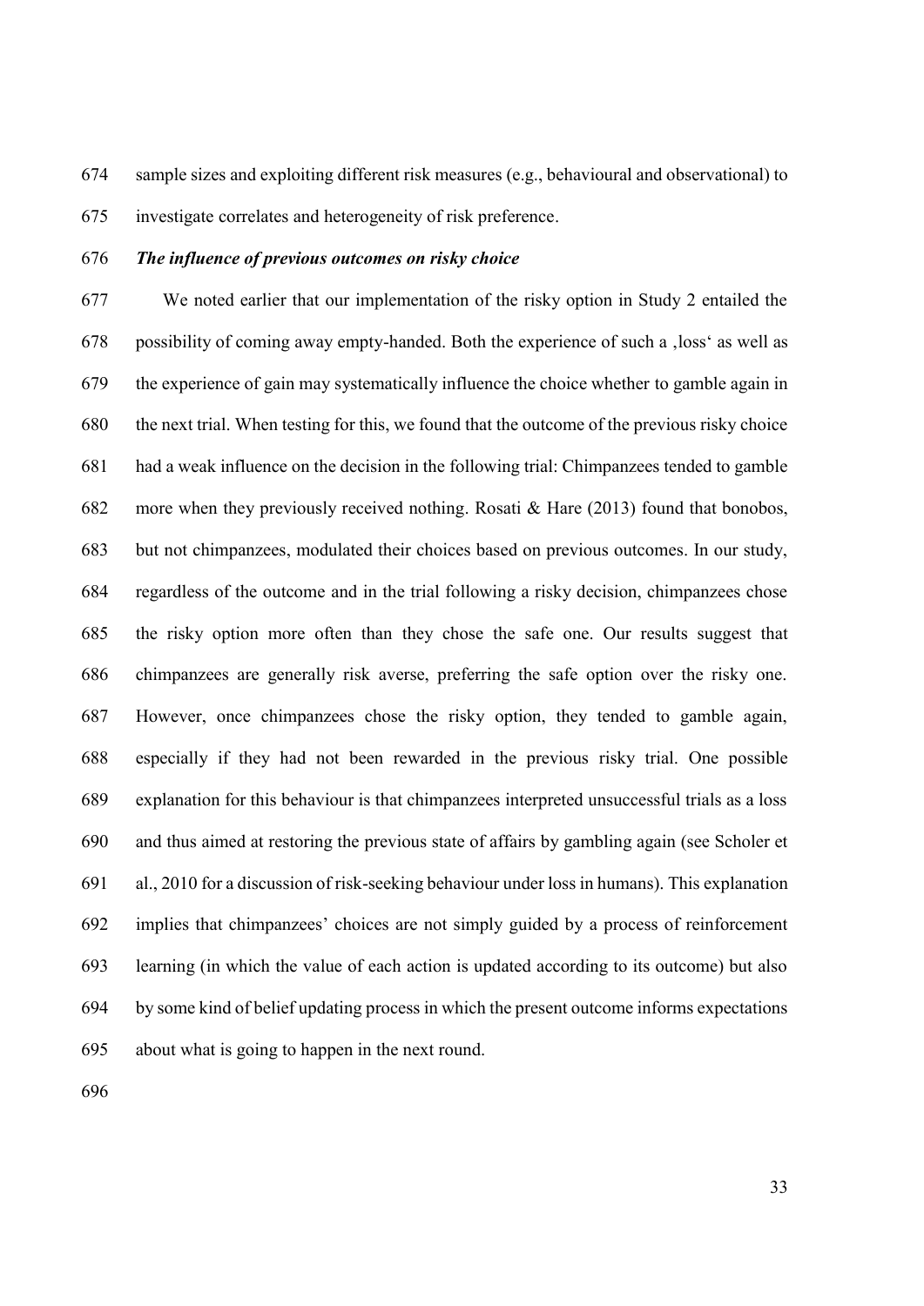sample sizes and exploiting different risk measures (e.g., behavioural and observational) to investigate correlates and heterogeneity of risk preference.

### *The influence of previous outcomes on risky choice*

We noted earlier that our implementation of the risky option in Study 2 entailed the possibility of coming away empty-handed. Both the experience of such a ‚loss' as well as the experience of gain may systematically influence the choice whether to gamble again in the next trial. When testing for this, we found that the outcome of the previous risky choice had a weak influence on the decision in the following trial: Chimpanzees tended to gamble more when they previously received nothing. Rosati & Hare (2013) found that bonobos, but not chimpanzees, modulated their choices based on previous outcomes. In our study, regardless of the outcome and in the trial following a risky decision, chimpanzees chose the risky option more often than they chose the safe one. Our results suggest that chimpanzees are generally risk averse, preferring the safe option over the risky one. However, once chimpanzees chose the risky option, they tended to gamble again, especially if they had not been rewarded in the previous risky trial. One possible explanation for this behaviour is that chimpanzees interpreted unsuccessful trials as a loss and thus aimed at restoring the previous state of affairs by gambling again (see Scholer et al., 2010 for a discussion of risk-seeking behaviour under loss in humans). This explanation implies that chimpanzees' choices are not simply guided by a process of reinforcement learning (in which the value of each action is updated according to its outcome) but also by some kind of belief updating process in which the present outcome informs expectations about what is going to happen in the next round.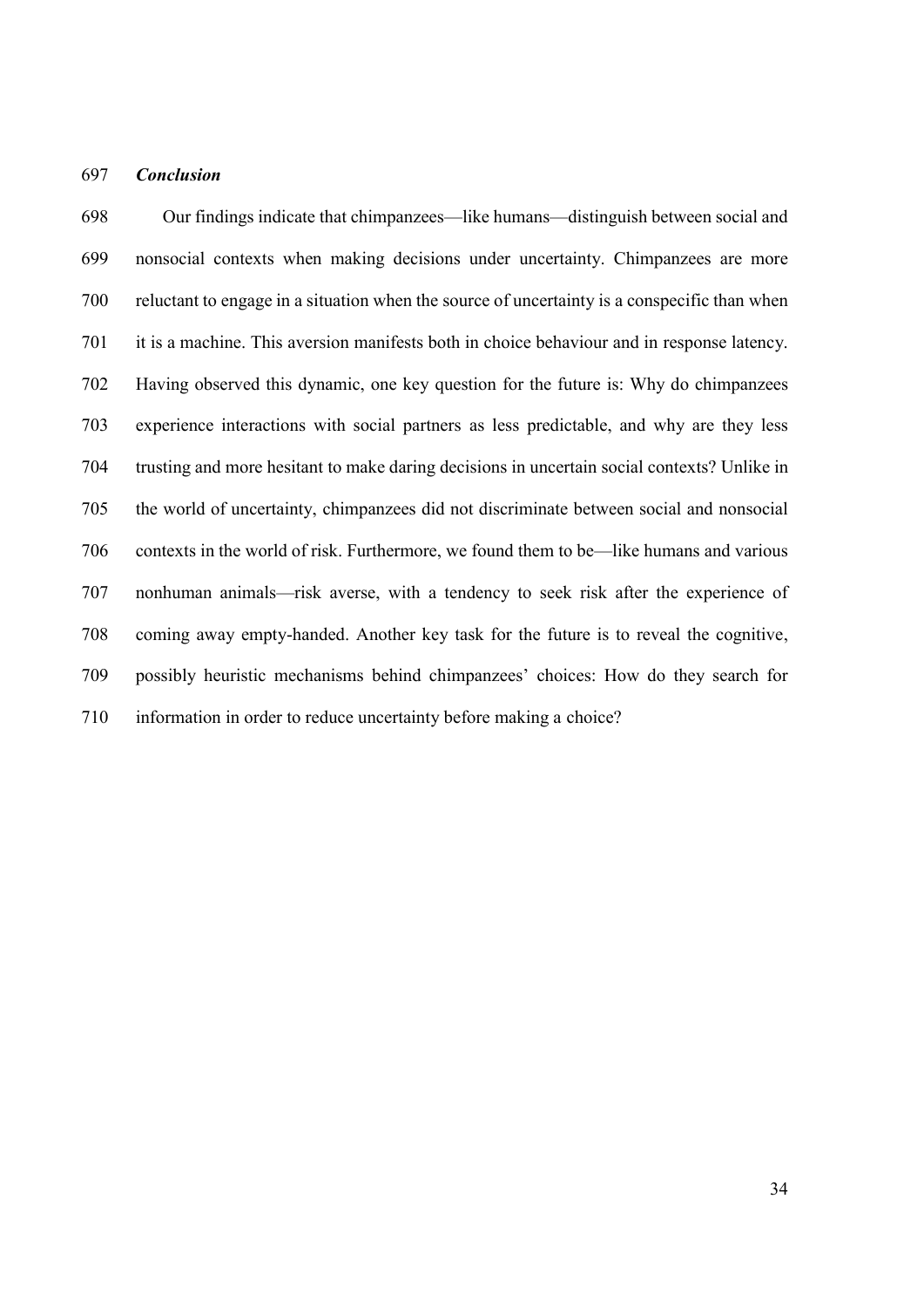### *Conclusion*

Our findings indicate that chimpanzees—like humans—distinguish between social and nonsocial contexts when making decisions under uncertainty. Chimpanzees are more reluctant to engage in a situation when the source of uncertainty is a conspecific than when it is a machine. This aversion manifests both in choice behaviour and in response latency. Having observed this dynamic, one key question for the future is: Why do chimpanzees experience interactions with social partners as less predictable, and why are they less trusting and more hesitant to make daring decisions in uncertain social contexts? Unlike in the world of uncertainty, chimpanzees did not discriminate between social and nonsocial contexts in the world of risk. Furthermore, we found them to be—like humans and various nonhuman animals—risk averse, with a tendency to seek risk after the experience of coming away empty-handed. Another key task for the future is to reveal the cognitive, possibly heuristic mechanisms behind chimpanzees' choices: How do they search for information in order to reduce uncertainty before making a choice?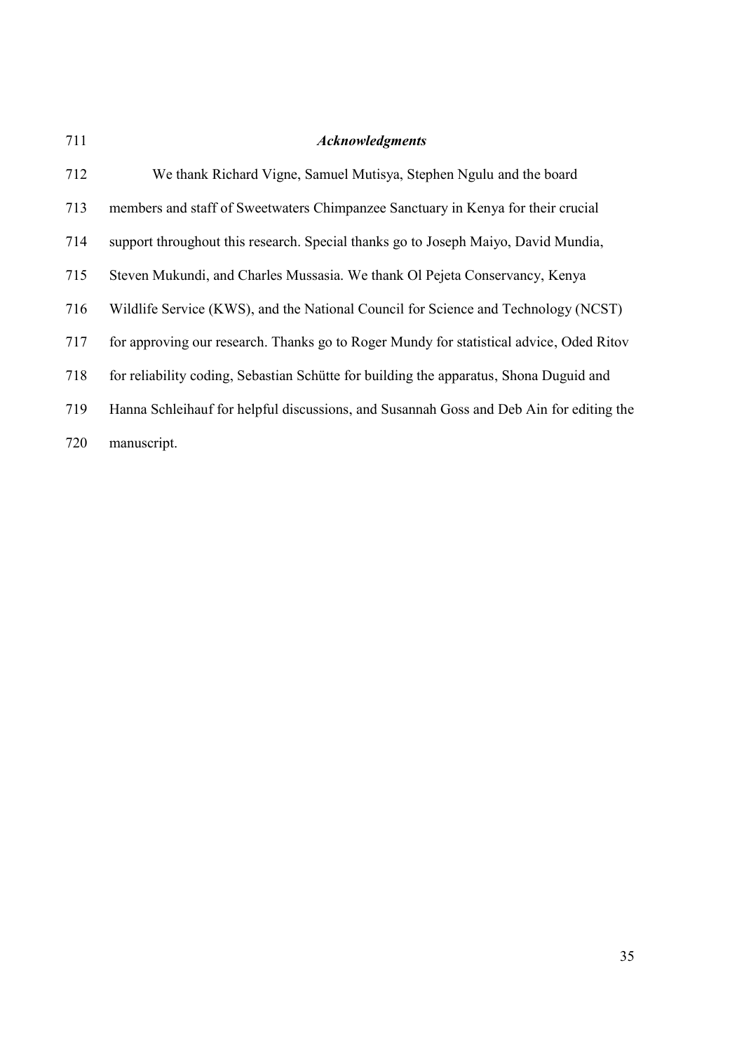### *Acknowledgments*

We thank Richard Vigne, Samuel Mutisya, Stephen Ngulu and the board members and staff of Sweetwaters Chimpanzee Sanctuary in Kenya for their crucial support throughout this research. Special thanks go to Joseph Maiyo, David Mundia, Steven Mukundi, and Charles Mussasia. We thank Ol Pejeta Conservancy, Kenya Wildlife Service (KWS), and the National Council for Science and Technology (NCST) for approving our research. Thanks go to Roger Mundy for statistical advice, Oded Ritov for reliability coding, Sebastian Schütte for building the apparatus, Shona Duguid and Hanna Schleihauf for helpful discussions, and Susannah Goss and Deb Ain for editing the manuscript.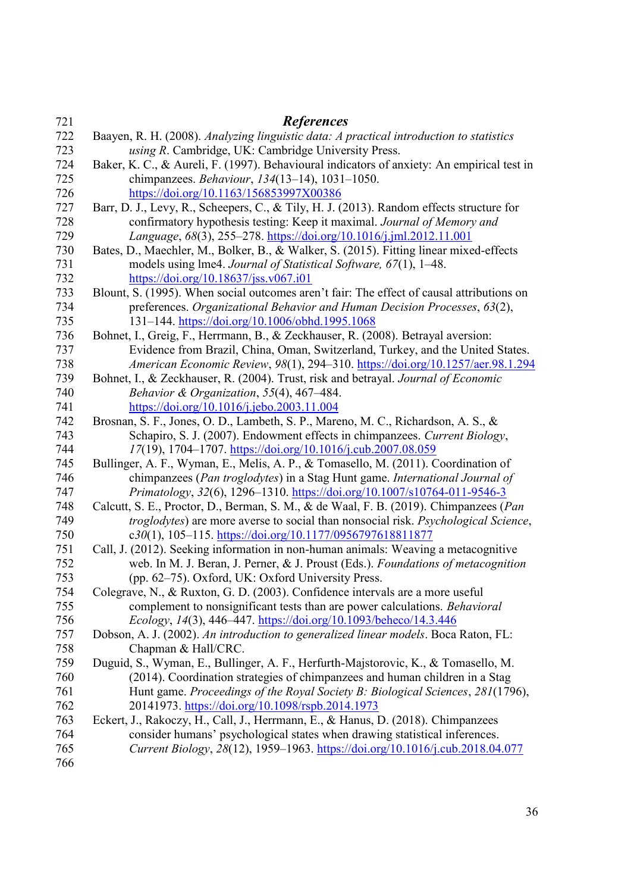## *References*

Baayen, R. H. (2008). *Analyzing linguistic data: A practical introduction to statistics using R*. Cambridge, UK: Cambridge University Press.

Baker, K. C., & Aureli, F. (1997). Behavioural indicators of anxiety: An empirical test in chimpanzees. *Behaviour*, *134*(13–14), 1031–1050. https://doi.org/10.1163/156853997X00386

Barr, D. J., Levy, R., Scheepers, C., & Tily, H. J. (2013). Random effects structure for confirmatory hypothesis testing: Keep it maximal. *Journal of Memory and Language*, *68*(3), 255–278. https://doi.org/10.1016/j.jml.2012.11.001

Bates, D., Maechler, M., Bolker, B., & Walker, S. (2015). Fitting linear mixed-effects models using lme4. *Journal of Statistical Software, 67*(1), 1–48. https://doi.org/10.18637/jss.v067.i01

Blount, S. (1995). When social outcomes aren't fair: The effect of causal attributions on preferences. *Organizational Behavior and Human Decision Processes*, *63*(2), 131–144. https://doi.org/10.1006/obhd.1995.1068

Bohnet, I., Greig, F., Herrmann, B., & Zeckhauser, R. (2008). Betrayal aversion: Evidence from Brazil, China, Oman, Switzerland, Turkey, and the United States. *American Economic Review*, *98*(1), 294–310. https://doi.org/10.1257/aer.98.1.294

Bohnet, I., & Zeckhauser, R. (2004). Trust, risk and betrayal. *Journal of Economic Behavior & Organization*, *55*(4), 467–484. https://doi.org/10.1016/j.jebo.2003.11.004

Brosnan, S. F., Jones, O. D., Lambeth, S. P., Mareno, M. C., Richardson, A. S., & Schapiro, S. J. (2007). Endowment effects in chimpanzees. *Current Biology*, *17*(19), 1704–1707. https://doi.org/10.1016/j.cub.2007.08.059

Bullinger, A. F., Wyman, E., Melis, A. P., & Tomasello, M. (2011). Coordination of chimpanzees (*Pan troglodytes*) in a Stag Hunt game. *International Journal of Primatology*, *32*(6), 1296–1310. https://doi.org/10.1007/s10764-011-9546-3

Calcutt, S. E., Proctor, D., Berman, S. M., & de Waal, F. B. (2019). Chimpanzees (*Pan troglodytes*) are more averse to social than nonsocial risk. *Psychological Science*, c*30*(1), 105–115. https://doi.org/10.1177/0956797618811877

Call, J. (2012). Seeking information in non-human animals: Weaving a metacognitive web. In M. J. Beran, J. Perner, & J. Proust (Eds.). *Foundations of metacognition* (pp. 62–75). Oxford, UK: Oxford University Press.

Colegrave, N., & Ruxton, G. D. (2003). Confidence intervals are a more useful complement to nonsignificant tests than are power calculations. *Behavioral Ecology*, *14*(3), 446–447. https://doi.org/10.1093/beheco/14.3.446

Dobson, A. J. (2002). *An introduction to generalized linear models*. Boca Raton, FL: Chapman & Hall/CRC.

Duguid, S., Wyman, E., Bullinger, A. F., Herfurth-Majstorovic, K., & Tomasello, M. (2014). Coordination strategies of chimpanzees and human children in a Stag Hunt game. *Proceedings of the Royal Society B: Biological Sciences*, *281*(1796), 20141973. https://doi.org/10.1098/rspb.2014.1973

Eckert, J., Rakoczy, H., Call, J., Herrmann, E., & Hanus, D. (2018). Chimpanzees consider humans' psychological states when drawing statistical inferences. *Current Biology*, *28*(12), 1959–1963. https://doi.org/10.1016/j.cub.2018.04.077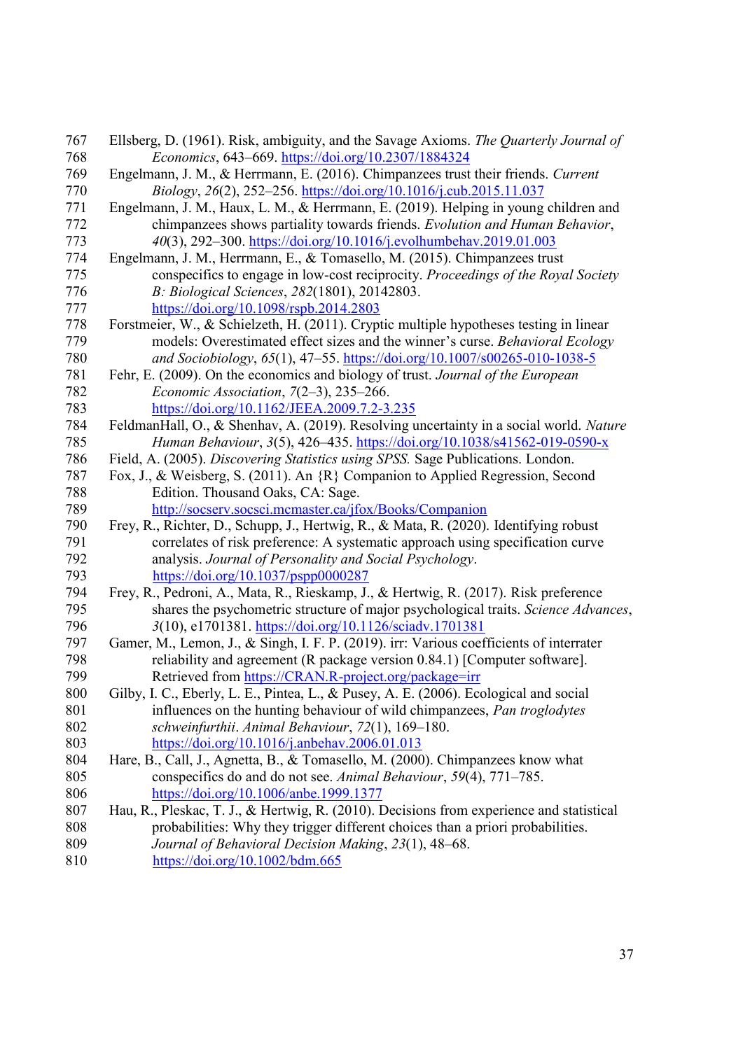Ellsberg, D. (1961). Risk, ambiguity, and the Savage Axioms. *The Quarterly Journal of Economics*, 643–669. https://doi.org/10.2307/1884324

Engelmann, J. M., & Herrmann, E. (2016). Chimpanzees trust their friends. *Current Biology*, *26*(2), 252–256. https://doi.org/10.1016/j.cub.2015.11.037

Engelmann, J. M., Haux, L. M., & Herrmann, E. (2019). Helping in young children and chimpanzees shows partiality towards friends. *Evolution and Human Behavior*, *40*(3), 292–300. https://doi.org/10.1016/j.evolhumbehav.2019.01.003

Engelmann, J. M., Herrmann, E., & Tomasello, M. (2015). Chimpanzees trust conspecifics to engage in low-cost reciprocity. *Proceedings of the Royal Society B: Biological Sciences*, *282*(1801), 20142803. https://doi.org/10.1098/rspb.2014.2803

Forstmeier, W., & Schielzeth, H. (2011). Cryptic multiple hypotheses testing in linear models: Overestimated effect sizes and the winner's curse. *Behavioral Ecology and Sociobiology*, *65*(1), 47–55. https://doi.org/10.1007/s00265-010-1038-5

Fehr, E. (2009). On the economics and biology of trust. *Journal of the European Economic Association*, *7*(2–3), 235–266. https://doi.org/10.1162/JEEA.2009.7.2-3.235

FeldmanHall, O., & Shenhav, A. (2019). Resolving uncertainty in a social world. *Nature Human Behaviour*, *3*(5), 426–435. https://doi.org/10.1038/s41562-019-0590-x

Field, A. (2005). *Discovering Statistics using SPSS.* Sage Publications. London.

Fox, J., & Weisberg, S. (2011). An {R} Companion to Applied Regression, Second Edition. Thousand Oaks, CA: Sage. http://socserv.socsci.mcmaster.ca/jfox/Books/Companion

Frey, R., Richter, D., Schupp, J., Hertwig, R., & Mata, R. (2020). Identifying robust correlates of risk preference: A systematic approach using specification curve analysis. *Journal of Personality and Social Psychology*. https://doi.org/10.1037/pspp0000287

Frey, R., Pedroni, A., Mata, R., Rieskamp, J., & Hertwig, R. (2017). Risk preference shares the psychometric structure of major psychological traits. *Science Advances*, *3*(10), e1701381. https://doi.org/10.1126/sciadv.1701381

Gamer, M., Lemon, J., & Singh, I. F. P. (2019). irr: Various coefficients of interrater reliability and agreement (R package version 0.84.1) [Computer software]. Retrieved from https://CRAN.R-project.org/package=irr

Gilby, I. C., Eberly, L. E., Pintea, L., & Pusey, A. E. (2006). Ecological and social influences on the hunting behaviour of wild chimpanzees, *Pan troglodytes schweinfurthii*. *Animal Behaviour*, *72*(1), 169–180. https://doi.org/10.1016/j.anbehav.2006.01.013

Hare, B., Call, J., Agnetta, B., & Tomasello, M. (2000). Chimpanzees know what conspecifics do and do not see. *Animal Behaviour*, *59*(4), 771–785. https://doi.org/10.1006/anbe.1999.1377

Hau, R., Pleskac, T. J., & Hertwig, R. (2010). Decisions from experience and statistical probabilities: Why they trigger different choices than a priori probabilities. *Journal of Behavioral Decision Making*, *23*(1), 48–68. https://doi.org/10.1002/bdm.665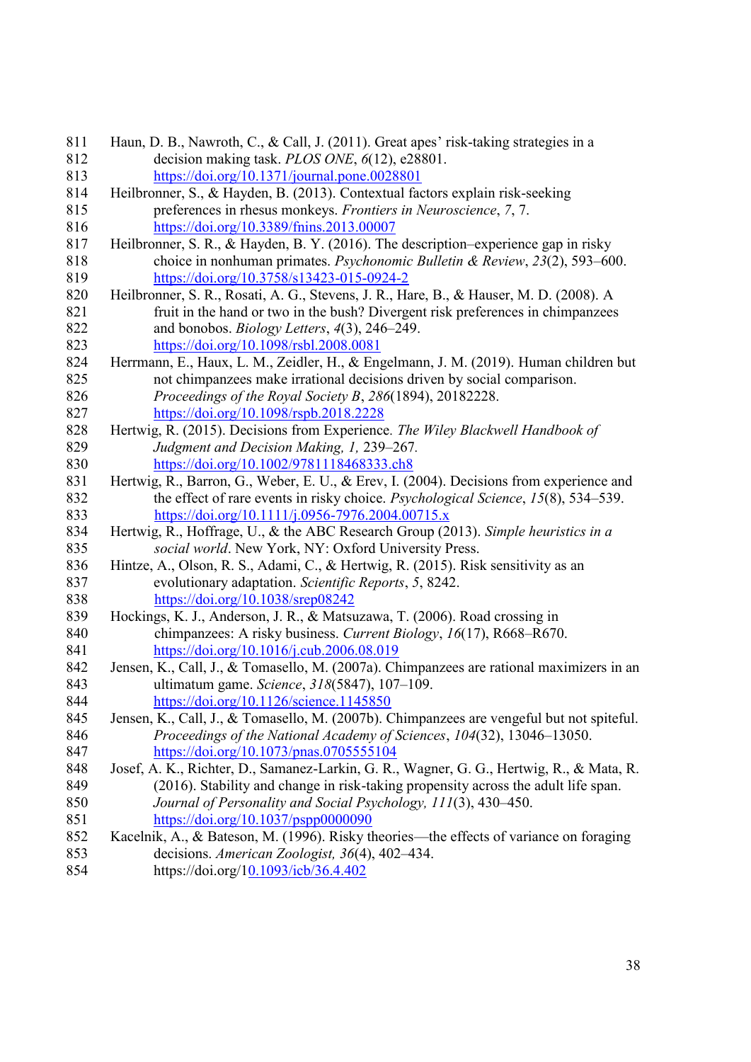Haun, D. B., Nawroth, C., & Call, J. (2011). Great apes' risk-taking strategies in a decision making task. *PLOS ONE*, *6*(12), e28801. https://doi.org/10.1371/journal.pone.0028801

Heilbronner, S., & Hayden, B. (2013). Contextual factors explain risk-seeking preferences in rhesus monkeys. *Frontiers in Neuroscience*, *7*, 7. https://doi.org/10.3389/fnins.2013.00007

Heilbronner, S. R., & Hayden, B. Y. (2016). The description–experience gap in risky choice in nonhuman primates. *Psychonomic Bulletin & Review*, *23*(2), 593–600. https://doi.org/10.3758/s13423-015-0924-2

Heilbronner, S. R., Rosati, A. G., Stevens, J. R., Hare, B., & Hauser, M. D. (2008). A fruit in the hand or two in the bush? Divergent risk preferences in chimpanzees and bonobos. *Biology Letters*, *4*(3), 246–249. https://doi.org/10.1098/rsbl.2008.0081

Herrmann, E., Haux, L. M., Zeidler, H., & Engelmann, J. M. (2019). Human children but not chimpanzees make irrational decisions driven by social comparison. *Proceedings of the Royal Society B*, *286*(1894), 20182228. https://doi.org/10.1098/rspb.2018.2228

Hertwig, R. (2015). Decisions from Experience. *The Wiley Blackwell Handbook of Judgment and Decision Making, 1,* 239–267. https://doi.org/10.1002/9781118468333.ch8

Hertwig, R., Barron, G., Weber, E. U., & Erev, I. (2004). Decisions from experience and the effect of rare events in risky choice. *Psychological Science*, *15*(8), 534–539. https://doi.org/10.1111/j.0956-7976.2004.00715.x

Hertwig, R., Hoffrage, U., & the ABC Research Group (2013). *Simple heuristics in a social world*. New York, NY: Oxford University Press.

Hintze, A., Olson, R. S., Adami, C., & Hertwig, R. (2015). Risk sensitivity as an evolutionary adaptation. *Scientific Reports*, *5*, 8242. https://doi.org/10.1038/srep08242

Hockings, K. J., Anderson, J. R., & Matsuzawa, T. (2006). Road crossing in chimpanzees: A risky business. *Current Biology*, *16*(17), R668–R670. https://doi.org/10.1016/j.cub.2006.08.019

Jensen, K., Call, J., & Tomasello, M. (2007a). Chimpanzees are rational maximizers in an ultimatum game. *Science*, *318*(5847), 107–109. https://doi.org/10.1126/science.1145850

Jensen, K., Call, J., & Tomasello, M. (2007b). Chimpanzees are vengeful but not spiteful. *Proceedings of the National Academy of Sciences*, *104*(32), 13046–13050. https://doi.org/10.1073/pnas.0705555104

Josef, A. K., Richter, D., Samanez-Larkin, G. R., Wagner, G. G., Hertwig, R., & Mata, R. (2016). Stability and change in risk-taking propensity across the adult life span. *Journal of Personality and Social Psychology, 111*(3), 430–450. https://doi.org/10.1037/pspp0000090

Kacelnik, A., & Bateson, M. (1996). Risky theories—the effects of variance on foraging decisions. *American Zoologist, 36*(4), 402–434. https://doi.org/10.1093/icb/36.4.402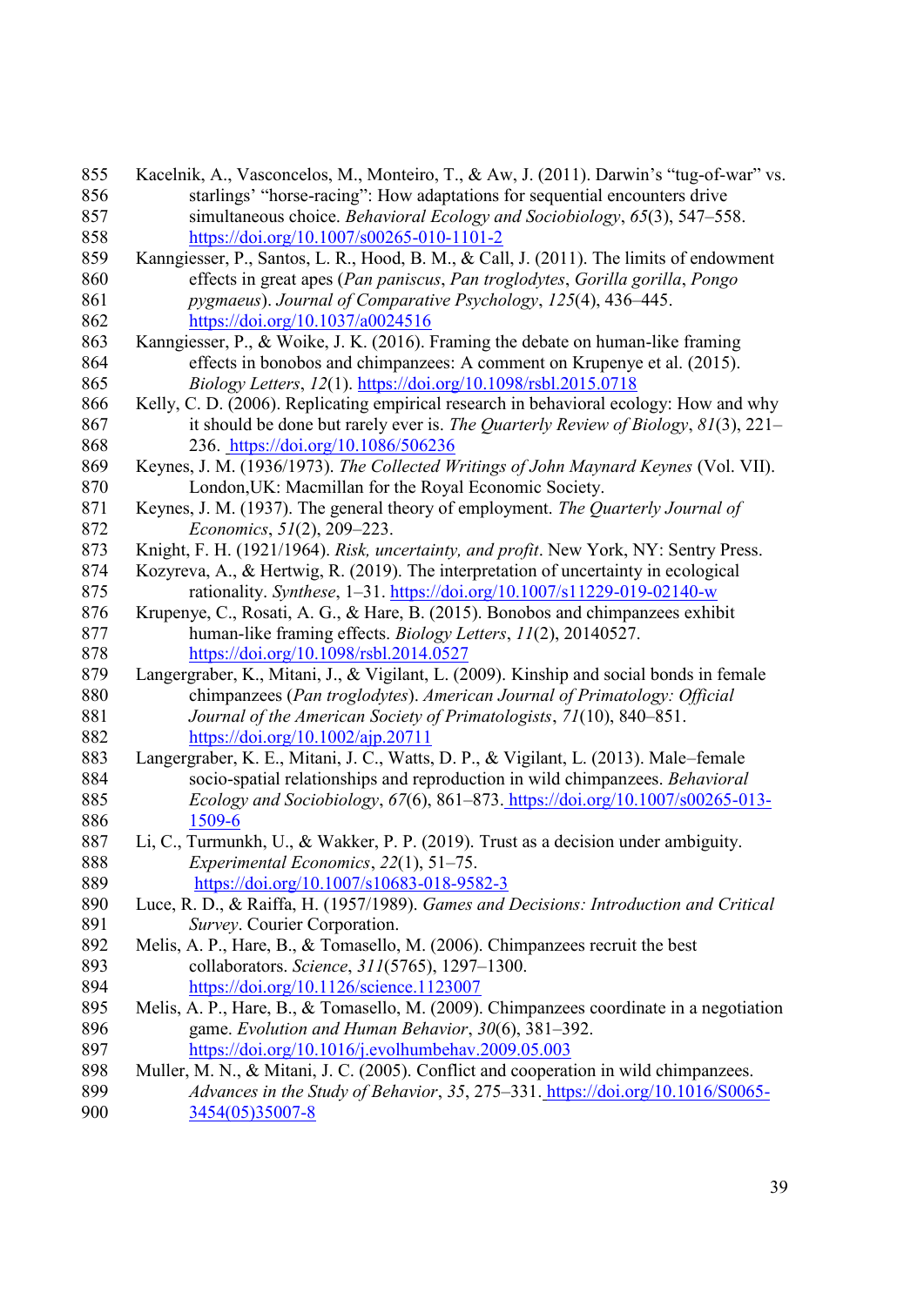Kacelnik, A., Vasconcelos, M., Monteiro, T., & Aw, J. (2011). Darwin's "tug-of-war" vs. starlings' "horse-racing": How adaptations for sequential encounters drive simultaneous choice. *Behavioral Ecology and Sociobiology*, *65*(3), 547–558. https://doi.org/10.1007/s00265-010-1101-2

Kanngiesser, P., Santos, L. R., Hood, B. M., & Call, J. (2011). The limits of endowment effects in great apes (*Pan paniscus*, *Pan troglodytes*, *Gorilla gorilla*, *Pongo pygmaeus*). *Journal of Comparative Psychology*, *125*(4), 436–445. https://doi.org/10.1037/a0024516

Kanngiesser, P., & Woike, J. K. (2016). Framing the debate on human-like framing effects in bonobos and chimpanzees: A comment on Krupenye et al. (2015). *Biology Letters*, *12*(1). https://doi.org/10.1098/rsbl.2015.0718

Kelly, C. D. (2006). Replicating empirical research in behavioral ecology: How and why it should be done but rarely ever is. *The Quarterly Review of Biology*, *81*(3), 221–236. https://doi.org/10.1086/506236

Keynes, J. M. (1936/1973). *The Collected Writings of John Maynard Keynes* (Vol. VII). London,UK: Macmillan for the Royal Economic Society.

Keynes, J. M. (1937). The general theory of employment. *The Quarterly Journal of Economics*, *51*(2), 209–223.

Knight, F. H. (1921/1964). *Risk, uncertainty, and profit*. New York, NY: Sentry Press.

Kozyreva, A., & Hertwig, R. (2019). The interpretation of uncertainty in ecological rationality. *Synthese*, 1–31. https://doi.org/10.1007/s11229-019-02140-w

Krupenye, C., Rosati, A. G., & Hare, B. (2015). Bonobos and chimpanzees exhibit human-like framing effects. *Biology Letters*, *11*(2), 20140527. https://doi.org/10.1098/rsbl.2014.0527

Langergraber, K., Mitani, J., & Vigilant, L. (2009). Kinship and social bonds in female chimpanzees (*Pan troglodytes*). *American Journal of Primatology: Official Journal of the American Society of Primatologists*, *71*(10), 840–851. https://doi.org/10.1002/ajp.20711

Langergraber, K. E., Mitani, J. C., Watts, D. P., & Vigilant, L. (2013). Male–female socio-spatial relationships and reproduction in wild chimpanzees. *Behavioral Ecology and Sociobiology*, *67*(6), 861–873. https://doi.org/10.1007/s00265-013-1509-6

Li, C., Turmunkh, U., & Wakker, P. P. (2019). Trust as a decision under ambiguity. *Experimental Economics*, *22*(1), 51–75. https://doi.org/10.1007/s10683-018-9582-3

Luce, R. D., & Raiffa, H. (1957/1989). *Games and Decisions: Introduction and Critical Survey*. Courier Corporation.

Melis, A. P., Hare, B., & Tomasello, M. (2006). Chimpanzees recruit the best collaborators. *Science*, *311*(5765), 1297–1300. https://doi.org/10.1126/science.1123007

Melis, A. P., Hare, B., & Tomasello, M. (2009). Chimpanzees coordinate in a negotiation game. *Evolution and Human Behavior*, *30*(6), 381–392. https://doi.org/10.1016/j.evolhumbehav.2009.05.003

Muller, M. N., & Mitani, J. C. (2005). Conflict and cooperation in wild chimpanzees. *Advances in the Study of Behavior*, *35*, 275–331. https://doi.org/10.1016/S0065-3454(05)35007-8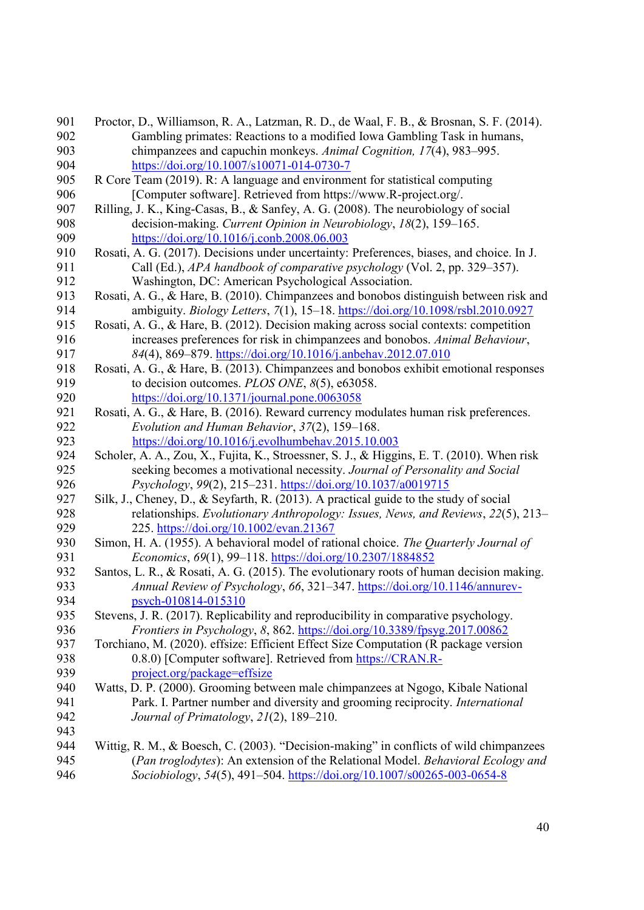Proctor, D., Williamson, R. A., Latzman, R. D., de Waal, F. B., & Brosnan, S. F. (2014). Gambling primates: Reactions to a modified Iowa Gambling Task in humans, chimpanzees and capuchin monkeys. *Animal Cognition, 17*(4), 983–995. https://doi.org/10.1007/s10071-014-0730-7

R Core Team (2019). R: A language and environment for statistical computing [Computer software]. Retrieved from https://www.R-project.org/.

Rilling, J. K., King-Casas, B., & Sanfey, A. G. (2008). The neurobiology of social decision-making. *Current Opinion in Neurobiology*, *18*(2), 159–165. https://doi.org/10.1016/j.conb.2008.06.003

Rosati, A. G. (2017). Decisions under uncertainty: Preferences, biases, and choice. In J. Call (Ed.), *APA handbook of comparative psychology* (Vol. 2, pp. 329–357). Washington, DC: American Psychological Association.

Rosati, A. G., & Hare, B. (2010). Chimpanzees and bonobos distinguish between risk and ambiguity. *Biology Letters*, *7*(1), 15–18. https://doi.org/10.1098/rsbl.2010.0927

Rosati, A. G., & Hare, B. (2012). Decision making across social contexts: competition increases preferences for risk in chimpanzees and bonobos. *Animal Behaviour*, *84*(4), 869–879. https://doi.org/10.1016/j.anbehav.2012.07.010

Rosati, A. G., & Hare, B. (2013). Chimpanzees and bonobos exhibit emotional responses to decision outcomes. *PLOS ONE*, *8*(5), e63058. https://doi.org/10.1371/journal.pone.0063058

Rosati, A. G., & Hare, B. (2016). Reward currency modulates human risk preferences. *Evolution and Human Behavior*, *37*(2), 159–168. https://doi.org/10.1016/j.evolhumbehav.2015.10.003

Scholer, A. A., Zou, X., Fujita, K., Stroessner, S. J., & Higgins, E. T. (2010). When risk seeking becomes a motivational necessity. *Journal of Personality and Social Psychology*, *99*(2), 215–231. https://doi.org/10.1037/a0019715

Silk, J., Cheney, D., & Seyfarth, R. (2013). A practical guide to the study of social relationships. *Evolutionary Anthropology: Issues, News, and Reviews*, *22*(5), 213–225. https://doi.org/10.1002/evan.21367

Simon, H. A. (1955). A behavioral model of rational choice. *The Quarterly Journal of Economics*, *69*(1), 99–118. https://doi.org/10.2307/1884852

Santos, L. R., & Rosati, A. G. (2015). The evolutionary roots of human decision making. *Annual Review of Psychology*, *66*, 321–347. https://doi.org/10.1146/annurev-psych-010814-015310

Stevens, J. R. (2017). Replicability and reproducibility in comparative psychology. *Frontiers in Psychology*, *8*, 862. https://doi.org/10.3389/fpsyg.2017.00862

Torchiano, M. (2020). effsize: Efficient Effect Size Computation (R package version 0.8.0) [Computer software]. Retrieved from https://CRAN.R-project.org/package=effsize

Watts, D. P. (2000). Grooming between male chimpanzees at Ngogo, Kibale National Park. I. Partner number and diversity and grooming reciprocity. *International Journal of Primatology*, *21*(2), 189–210.

Wittig, R. M., & Boesch, C. (2003). "Decision-making" in conflicts of wild chimpanzees (*Pan troglodytes*): An extension of the Relational Model. *Behavioral Ecology and Sociobiology*, *54*(5), 491–504. https://doi.org/10.1007/s00265-003-0654-8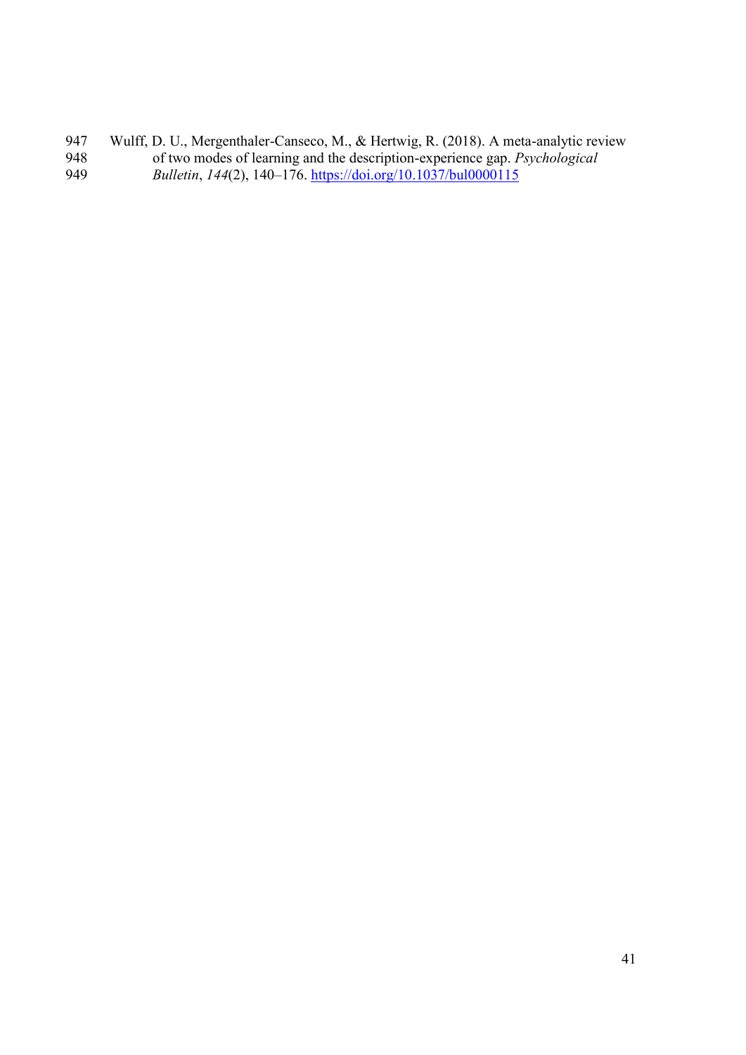Wulff, D. U., Mergenthaler-Canseco, M., & Hertwig, R. (2018). A meta-analytic review of two modes of learning and the description-experience gap. *Psychological Bulletin*, *144*(2), 140–176. https://doi.org/10.1037/bul0000115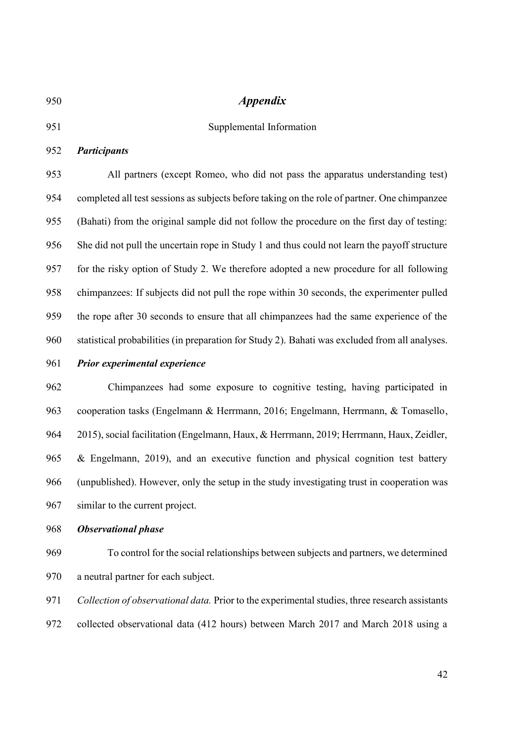# *Appendix*

## Supplemental Information

### *Participants*

All partners (except Romeo, who did not pass the apparatus understanding test) completed all test sessions as subjects before taking on the role of partner. One chimpanzee (Bahati) from the original sample did not follow the procedure on the first day of testing: She did not pull the uncertain rope in Study 1 and thus could not learn the payoff structure for the risky option of Study 2. We therefore adopted a new procedure for all following chimpanzees: If subjects did not pull the rope within 30 seconds, the experimenter pulled the rope after 30 seconds to ensure that all chimpanzees had the same experience of the statistical probabilities (in preparation for Study 2). Bahati was excluded from all analyses.

### *Prior experimental experience*

Chimpanzees had some exposure to cognitive testing, having participated in cooperation tasks (Engelmann & Herrmann, 2016; Engelmann, Herrmann, & Tomasello, 2015), social facilitation (Engelmann, Haux, & Herrmann, 2019; Herrmann, Haux, Zeidler, & Engelmann, 2019), and an executive function and physical cognition test battery (unpublished). However, only the setup in the study investigating trust in cooperation was similar to the current project.

### *Observational phase*

To control for the social relationships between subjects and partners, we determined a neutral partner for each subject.

*Collection of observational data.* Prior to the experimental studies, three research assistants collected observational data (412 hours) between March 2017 and March 2018 using a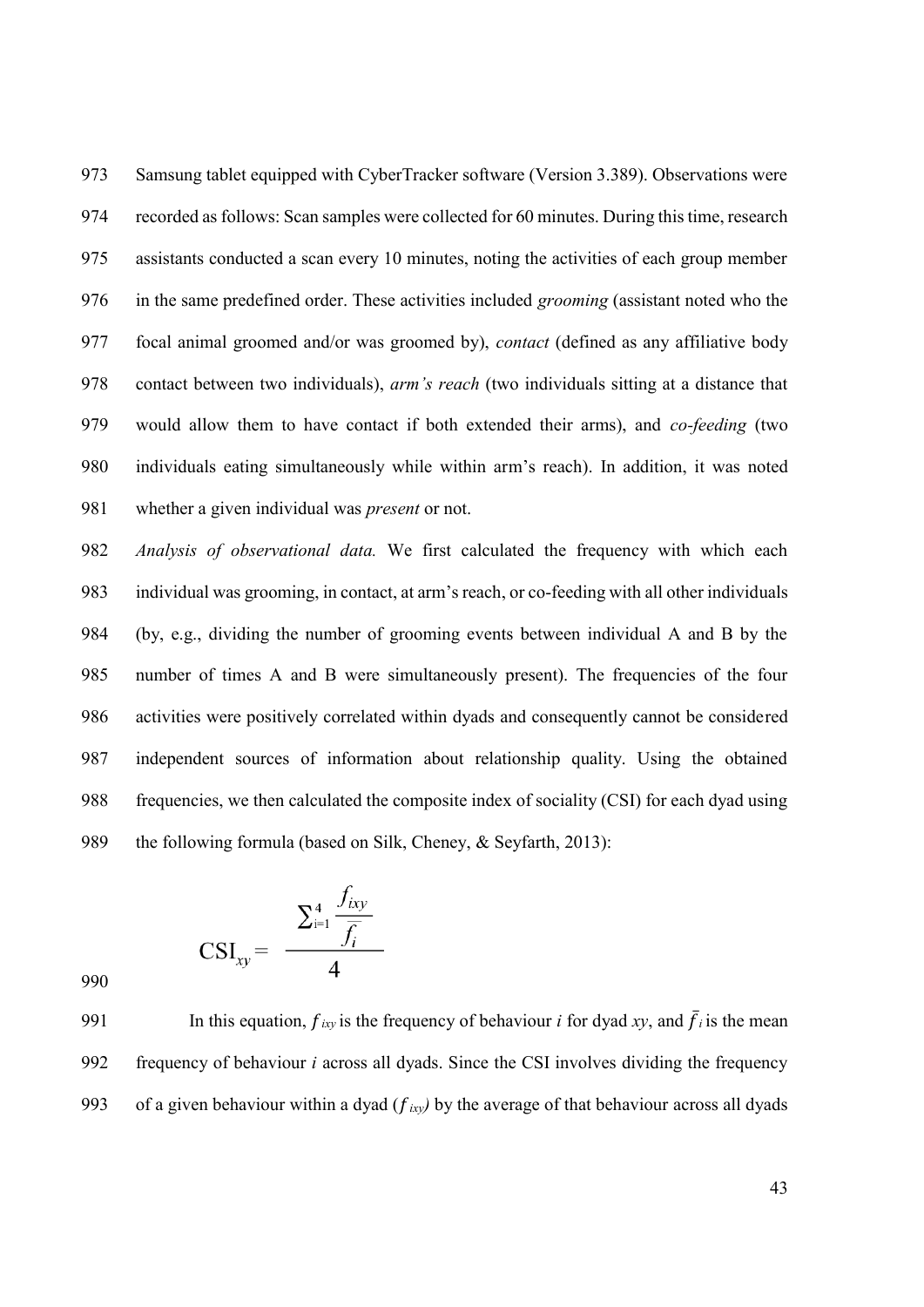Samsung tablet equipped with CyberTracker software (Version 3.389). Observations were recorded as follows: Scan samples were collected for 60 minutes. During this time, research assistants conducted a scan every 10 minutes, noting the activities of each group member in the same predefined order. These activities included *grooming* (assistant noted who the focal animal groomed and/or was groomed by), *contact* (defined as any affiliative body contact between two individuals), *arm's reach* (two individuals sitting at a distance that would allow them to have contact if both extended their arms), and *co-feeding* (two individuals eating simultaneously while within arm's reach). In addition, it was noted whether a given individual was *present* or not.

*Analysis of observational data.* We first calculated the frequency with which each individual was grooming, in contact, at arm's reach, or co-feeding with all other individuals (by, e.g., dividing the number of grooming events between individual A and B by the number of times A and B were simultaneously present). The frequencies of the four activities were positively correlated within dyads and consequently cannot be considered independent sources of information about relationship quality. Using the obtained frequencies, we then calculated the composite index of sociality (CSI) for each dyad using the following formula (based on Silk, Cheney, & Seyfarth, 2013):

$$\mathrm{CSI}_{xy} = \frac{\sum_{i=1}^{4} \frac{f_{ixy}}{\bar{f}_i}}{4}$$

In this equation, $f_{ixy}$ is the frequency of behaviour $i$ for dyad $xy$, and $\bar{f}_i$ is the mean frequency of behaviour $i$ across all dyads. Since the CSI involves dividing the frequency of a given behaviour within a dyad ($f_{ixy}$) by the average of that behaviour across all dyads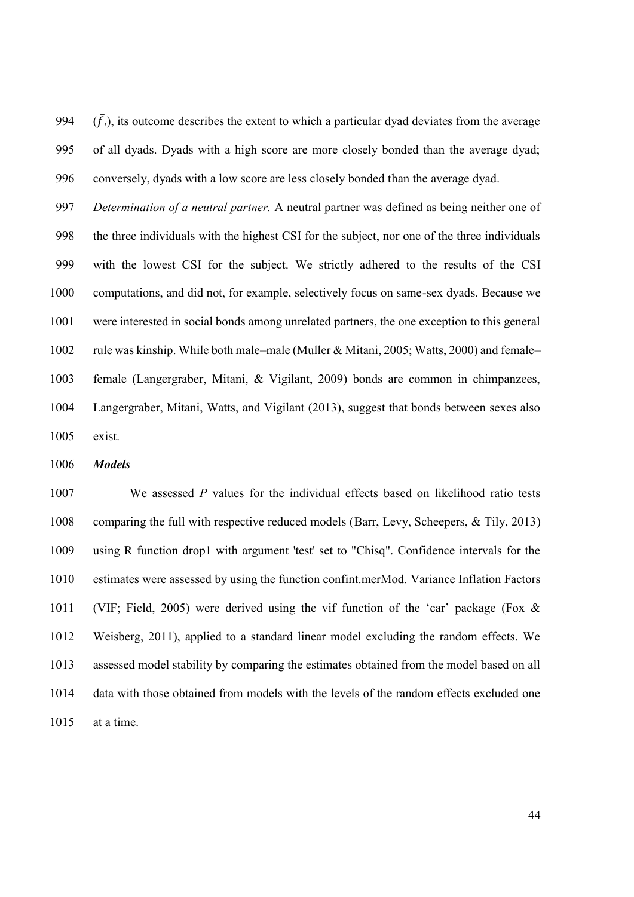($\bar{f}_i$), its outcome describes the extent to which a particular dyad deviates from the average of all dyads. Dyads with a high score are more closely bonded than the average dyad; conversely, dyads with a low score are less closely bonded than the average dyad.

*Determination of a neutral partner.* A neutral partner was defined as being neither one of the three individuals with the highest CSI for the subject, nor one of the three individuals with the lowest CSI for the subject. We strictly adhered to the results of the CSI computations, and did not, for example, selectively focus on same-sex dyads. Because we were interested in social bonds among unrelated partners, the one exception to this general rule was kinship. While both male–male (Muller & Mitani, 2005; Watts, 2000) and female–female (Langergraber, Mitani, & Vigilant, 2009) bonds are common in chimpanzees, Langergraber, Mitani, Watts, and Vigilant (2013), suggest that bonds between sexes also exist.

***Models***

We assessed *P* values for the individual effects based on likelihood ratio tests comparing the full with respective reduced models (Barr, Levy, Scheepers, & Tily, 2013) using R function drop1 with argument 'test' set to "Chisq". Confidence intervals for the estimates were assessed by using the function confint.merMod. Variance Inflation Factors (VIF; Field, 2005) were derived using the vif function of the 'car' package (Fox & Weisberg, 2011), applied to a standard linear model excluding the random effects. We assessed model stability by comparing the estimates obtained from the model based on all data with those obtained from models with the levels of the random effects excluded one at a time.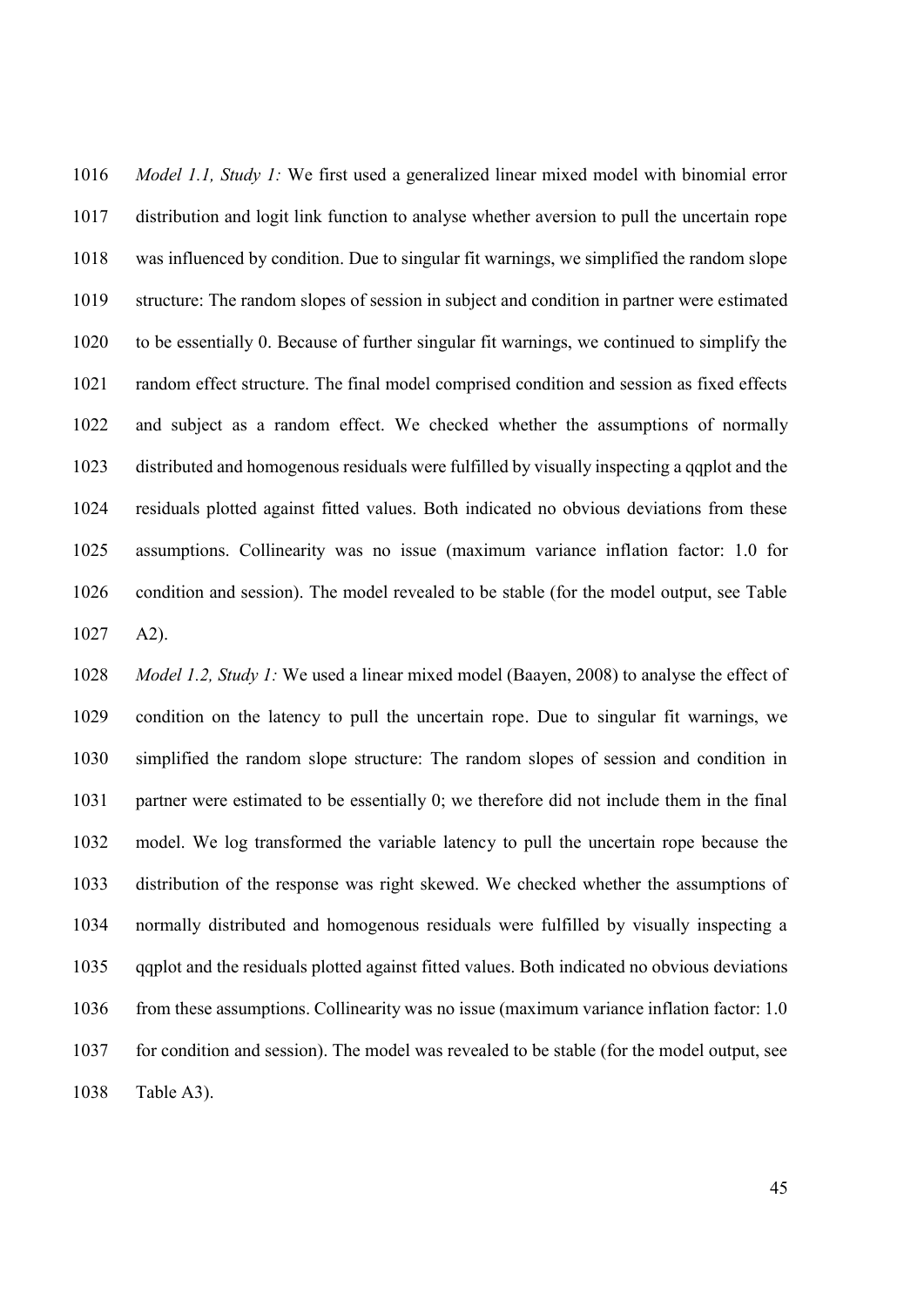*Model 1.1, Study 1:* We first used a generalized linear mixed model with binomial error distribution and logit link function to analyse whether aversion to pull the uncertain rope was influenced by condition. Due to singular fit warnings, we simplified the random slope structure: The random slopes of session in subject and condition in partner were estimated to be essentially 0. Because of further singular fit warnings, we continued to simplify the random effect structure. The final model comprised condition and session as fixed effects and subject as a random effect. We checked whether the assumptions of normally distributed and homogenous residuals were fulfilled by visually inspecting a qqplot and the residuals plotted against fitted values. Both indicated no obvious deviations from these assumptions. Collinearity was no issue (maximum variance inflation factor: 1.0 for condition and session). The model revealed to be stable (for the model output, see Table A2).

*Model 1.2, Study 1:* We used a linear mixed model (Baayen, 2008) to analyse the effect of condition on the latency to pull the uncertain rope. Due to singular fit warnings, we simplified the random slope structure: The random slopes of session and condition in partner were estimated to be essentially 0; we therefore did not include them in the final model. We log transformed the variable latency to pull the uncertain rope because the distribution of the response was right skewed. We checked whether the assumptions of normally distributed and homogenous residuals were fulfilled by visually inspecting a qqplot and the residuals plotted against fitted values. Both indicated no obvious deviations from these assumptions. Collinearity was no issue (maximum variance inflation factor: 1.0 for condition and session). The model was revealed to be stable (for the model output, see Table A3).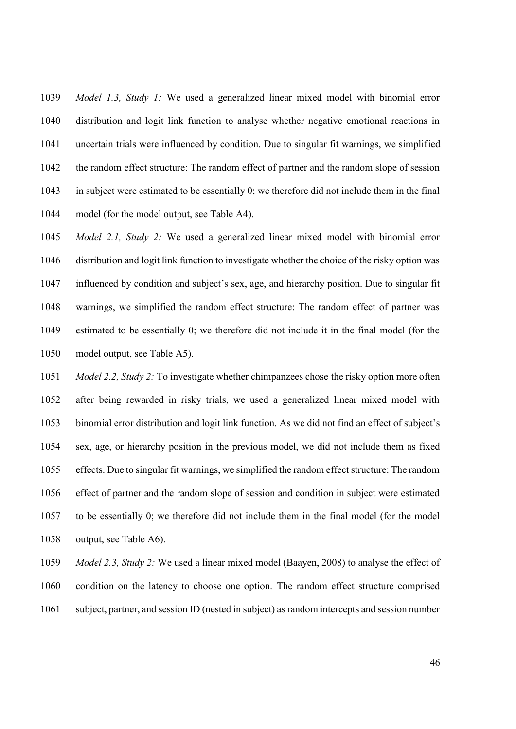*Model 1.3, Study 1:* We used a generalized linear mixed model with binomial error distribution and logit link function to analyse whether negative emotional reactions in uncertain trials were influenced by condition. Due to singular fit warnings, we simplified the random effect structure: The random effect of partner and the random slope of session in subject were estimated to be essentially 0; we therefore did not include them in the final model (for the model output, see Table A4).

*Model 2.1, Study 2:* We used a generalized linear mixed model with binomial error distribution and logit link function to investigate whether the choice of the risky option was influenced by condition and subject's sex, age, and hierarchy position. Due to singular fit warnings, we simplified the random effect structure: The random effect of partner was estimated to be essentially 0; we therefore did not include it in the final model (for the model output, see Table A5).

*Model 2.2, Study 2:* To investigate whether chimpanzees chose the risky option more often after being rewarded in risky trials, we used a generalized linear mixed model with binomial error distribution and logit link function. As we did not find an effect of subject's sex, age, or hierarchy position in the previous model, we did not include them as fixed effects. Due to singular fit warnings, we simplified the random effect structure: The random effect of partner and the random slope of session and condition in subject were estimated to be essentially 0; we therefore did not include them in the final model (for the model output, see Table A6).

*Model 2.3, Study 2:* We used a linear mixed model (Baayen, 2008) to analyse the effect of condition on the latency to choose one option. The random effect structure comprised subject, partner, and session ID (nested in subject) as random intercepts and session number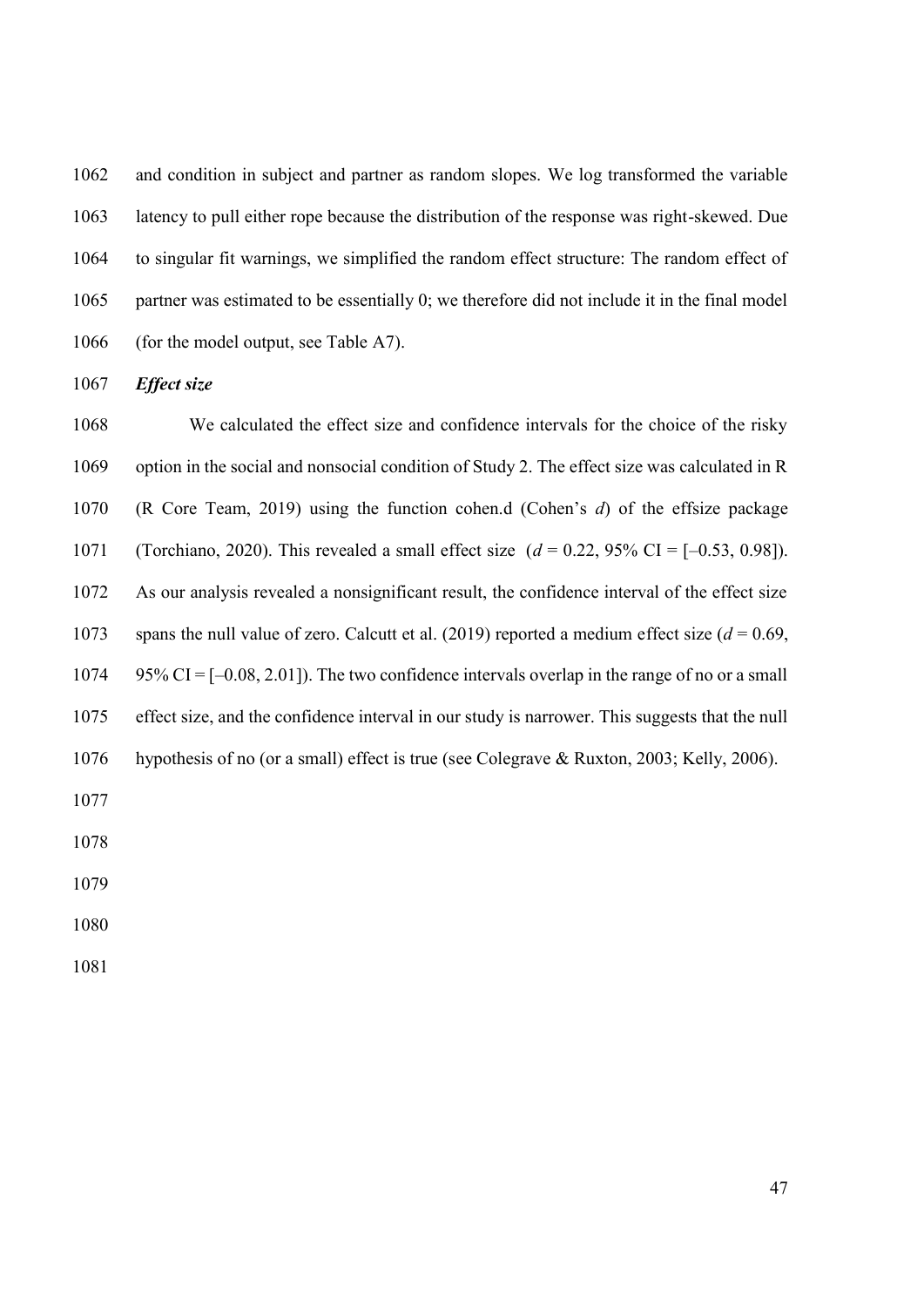and condition in subject and partner as random slopes. We log transformed the variable latency to pull either rope because the distribution of the response was right-skewed. Due to singular fit warnings, we simplified the random effect structure: The random effect of partner was estimated to be essentially 0; we therefore did not include it in the final model (for the model output, see Table A7).

***Effect size***

We calculated the effect size and confidence intervals for the choice of the risky option in the social and nonsocial condition of Study 2. The effect size was calculated in R (R Core Team, 2019) using the function cohen.d (Cohen's *d*) of the effsize package (Torchiano, 2020). This revealed a small effect size ($d = 0.22$, 95% CI = [–0.53, 0.98]). As our analysis revealed a nonsignificant result, the confidence interval of the effect size spans the null value of zero. Calcutt et al. (2019) reported a medium effect size ($d = 0.69$, 95% CI = [–0.08, 2.01]). The two confidence intervals overlap in the range of no or a small effect size, and the confidence interval in our study is narrower. This suggests that the null hypothesis of no (or a small) effect is true (see Colegrave & Ruxton, 2003; Kelly, 2006).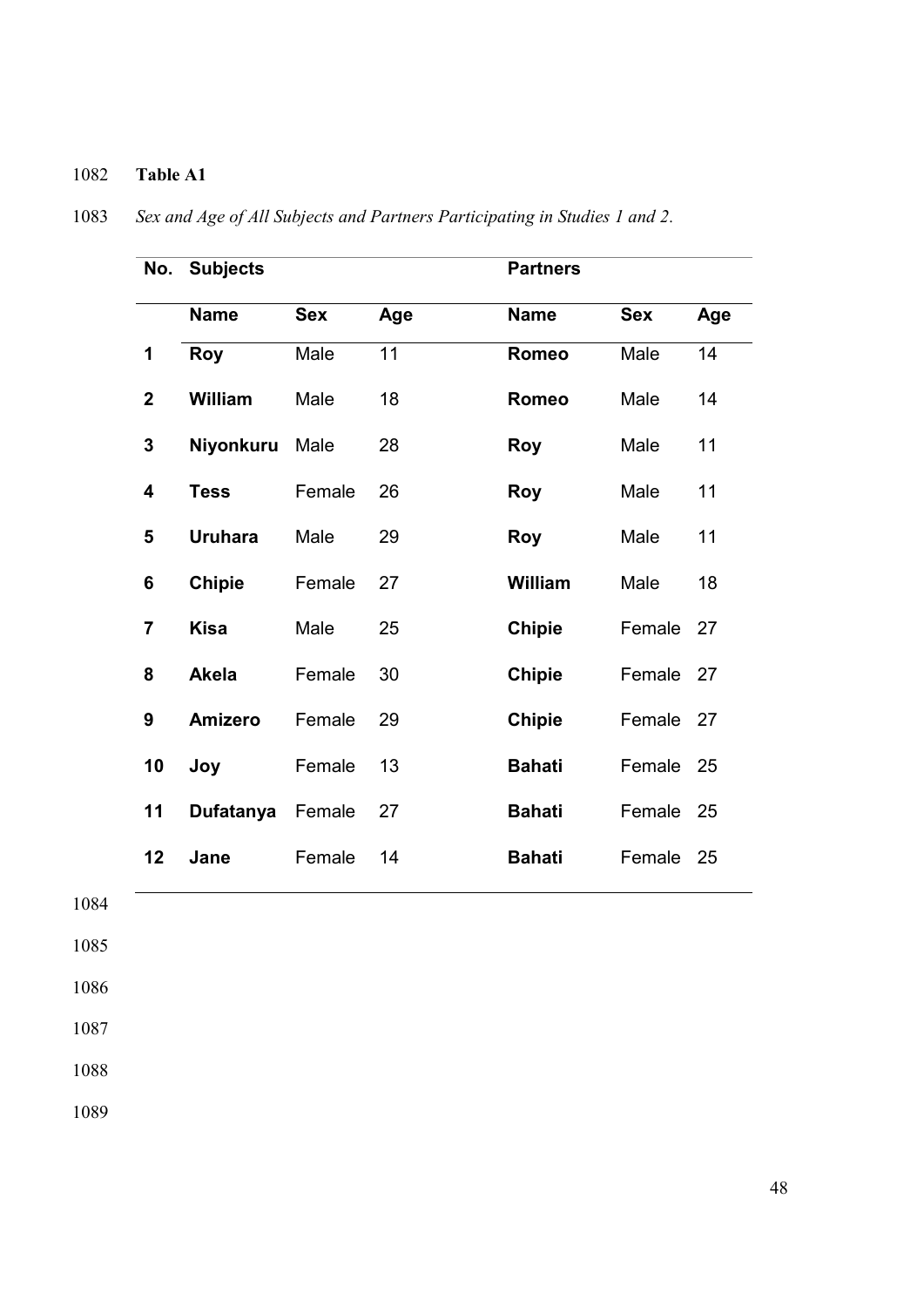**Table A1**

*Sex and Age of All Subjects and Partners Participating in Studies 1 and 2.*

| No. | Subjects | | | Partners | | |
|---|---|---|---|---|---|---|
| | **Name** | **Sex** | **Age** | **Name** | **Sex** | **Age** |
| **1** | **Roy** | Male | 11 | **Romeo** | Male | 14 |
| **2** | **William** | Male | 18 | **Romeo** | Male | 14 |
| **3** | **Niyonkuru** | Male | 28 | **Roy** | Male | 11 |
| **4** | **Tess** | Female | 26 | **Roy** | Male | 11 |
| **5** | **Uruhara** | Male | 29 | **Roy** | Male | 11 |
| **6** | **Chipie** | Female | 27 | **William** | Male | 18 |
| **7** | **Kisa** | Male | 25 | **Chipie** | Female | 27 |
| **8** | **Akela** | Female | 30 | **Chipie** | Female | 27 |
| **9** | **Amizero** | Female | 29 | **Chipie** | Female | 27 |
| **10** | **Joy** | Female | 13 | **Bahati** | Female | 25 |
| **11** | **Dufatanya** | Female | 27 | **Bahati** | Female | 25 |
| **12** | **Jane** | Female | 14 | **Bahati** | Female | 25 |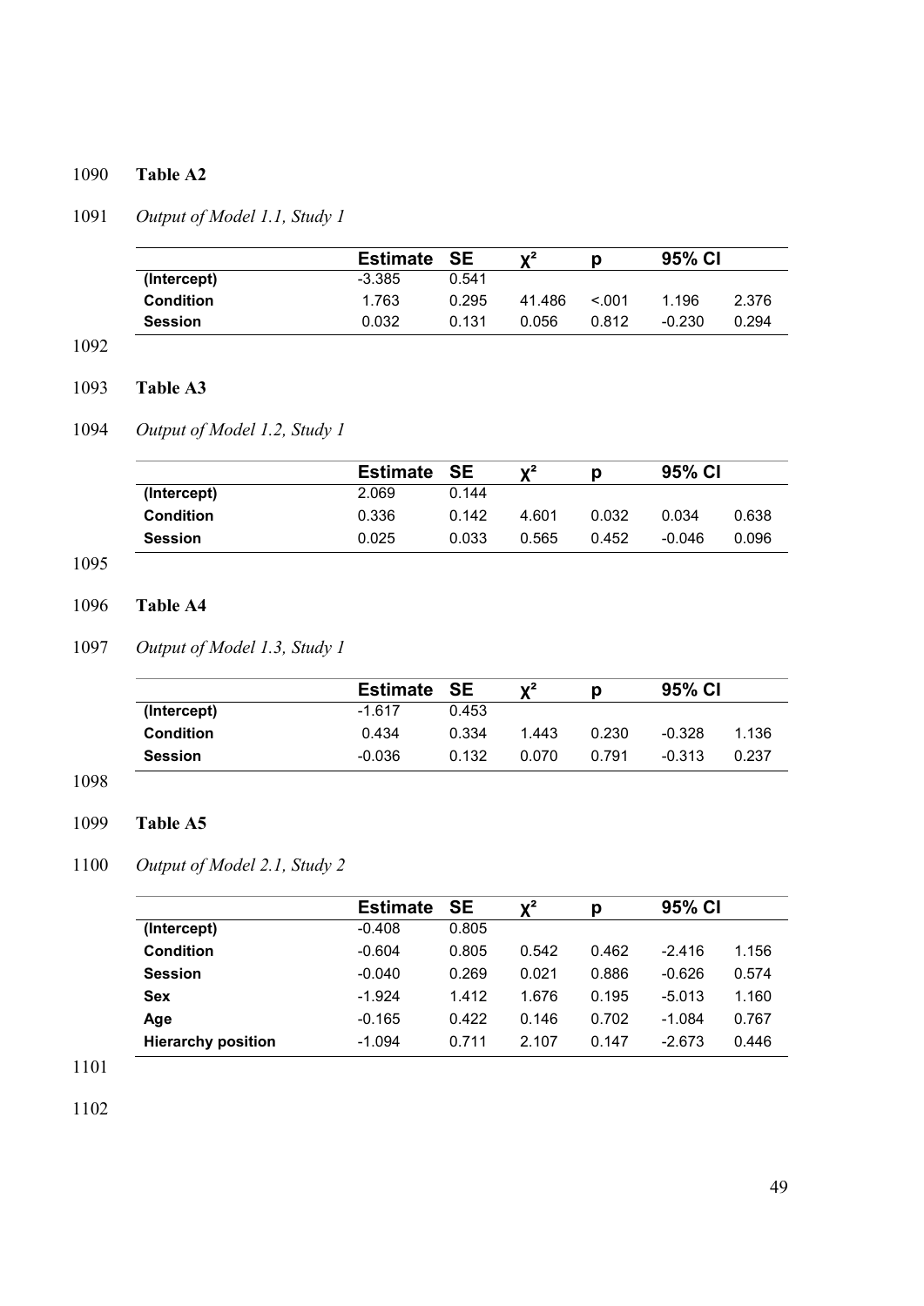**Table A2**

*Output of Model 1.1, Study 1*

| | Estimate | SE | $\chi^2$ | p | 95% CI | |
|---|---|---|---|---|---|---|
| **(Intercept)** | -3.385 | 0.541 | | | | |
| **Condition** | 1.763 | 0.295 | 41.486 | <.001 | 1.196 | 2.376 |
| **Session** | 0.032 | 0.131 | 0.056 | 0.812 | -0.230 | 0.294 |

**Table A3**

*Output of Model 1.2, Study 1*

| | Estimate | SE | $\chi^2$ | p | 95% CI | |
|---|---|---|---|---|---|---|
| **(Intercept)** | 2.069 | 0.144 | | | | |
| **Condition** | 0.336 | 0.142 | 4.601 | 0.032 | 0.034 | 0.638 |
| **Session** | 0.025 | 0.033 | 0.565 | 0.452 | -0.046 | 0.096 |

**Table A4**

*Output of Model 1.3, Study 1*

| | Estimate | SE | $\chi^2$ | p | 95% CI | |
|---|---|---|---|---|---|---|
| **(Intercept)** | -1.617 | 0.453 | | | | |
| **Condition** | 0.434 | 0.334 | 1.443 | 0.230 | -0.328 | 1.136 |
| **Session** | -0.036 | 0.132 | 0.070 | 0.791 | -0.313 | 0.237 |

**Table A5**

*Output of Model 2.1, Study 2*

| | Estimate | SE | $\chi^2$ | p | 95% CI | |
|---|---|---|---|---|---|---|
| **(Intercept)** | -0.408 | 0.805 | | | | |
| **Condition** | -0.604 | 0.805 | 0.542 | 0.462 | -2.416 | 1.156 |
| **Session** | -0.040 | 0.269 | 0.021 | 0.886 | -0.626 | 0.574 |
| **Sex** | -1.924 | 1.412 | 1.676 | 0.195 | -5.013 | 1.160 |
| **Age** | -0.165 | 0.422 | 0.146 | 0.702 | -1.084 | 0.767 |
| **Hierarchy position** | -1.094 | 0.711 | 2.107 | 0.147 | -2.673 | 0.446 |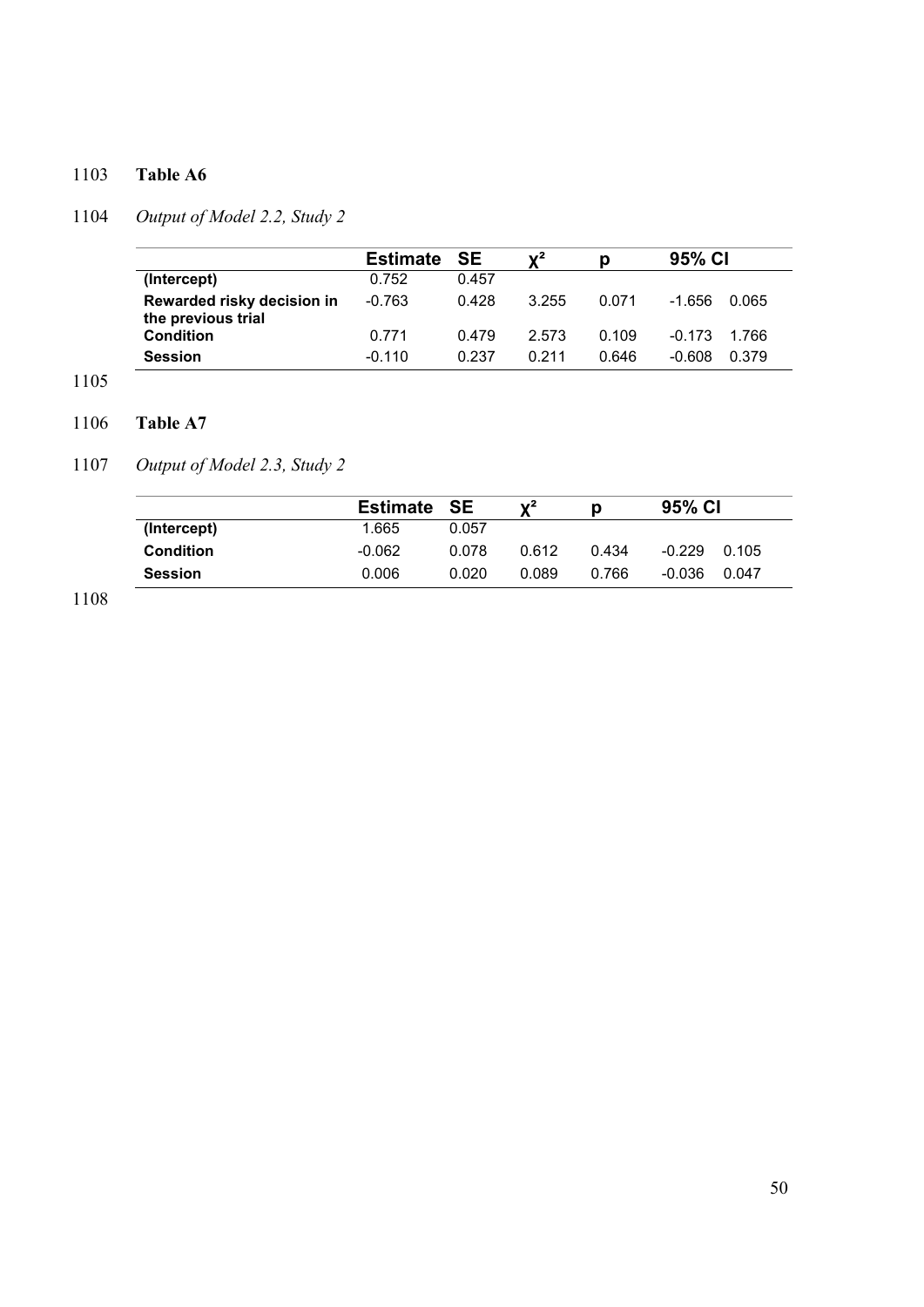**Table A6**

*Output of Model 2.2, Study 2*

| | Estimate | SE | $\chi^2$ | p | 95% CI | |
|---|---|---|---|---|---|---|
| **(Intercept)** | 0.752 | 0.457 | | | | |
| **Rewarded risky decision in the previous trial** | -0.763 | 0.428 | 3.255 | 0.071 | -1.656 | 0.065 |
| **Condition** | 0.771 | 0.479 | 2.573 | 0.109 | -0.173 | 1.766 |
| **Session** | -0.110 | 0.237 | 0.211 | 0.646 | -0.608 | 0.379 |

**Table A7**

*Output of Model 2.3, Study 2*

| | Estimate | SE | $\chi^2$ | p | 95% CI | |
|---|---|---|---|---|---|---|
| **(Intercept)** | 1.665 | 0.057 | | | | |
| **Condition** | -0.062 | 0.078 | 0.612 | 0.434 | -0.229 | 0.105 |
| **Session** | 0.006 | 0.020 | 0.089 | 0.766 | -0.036 | 0.047 |